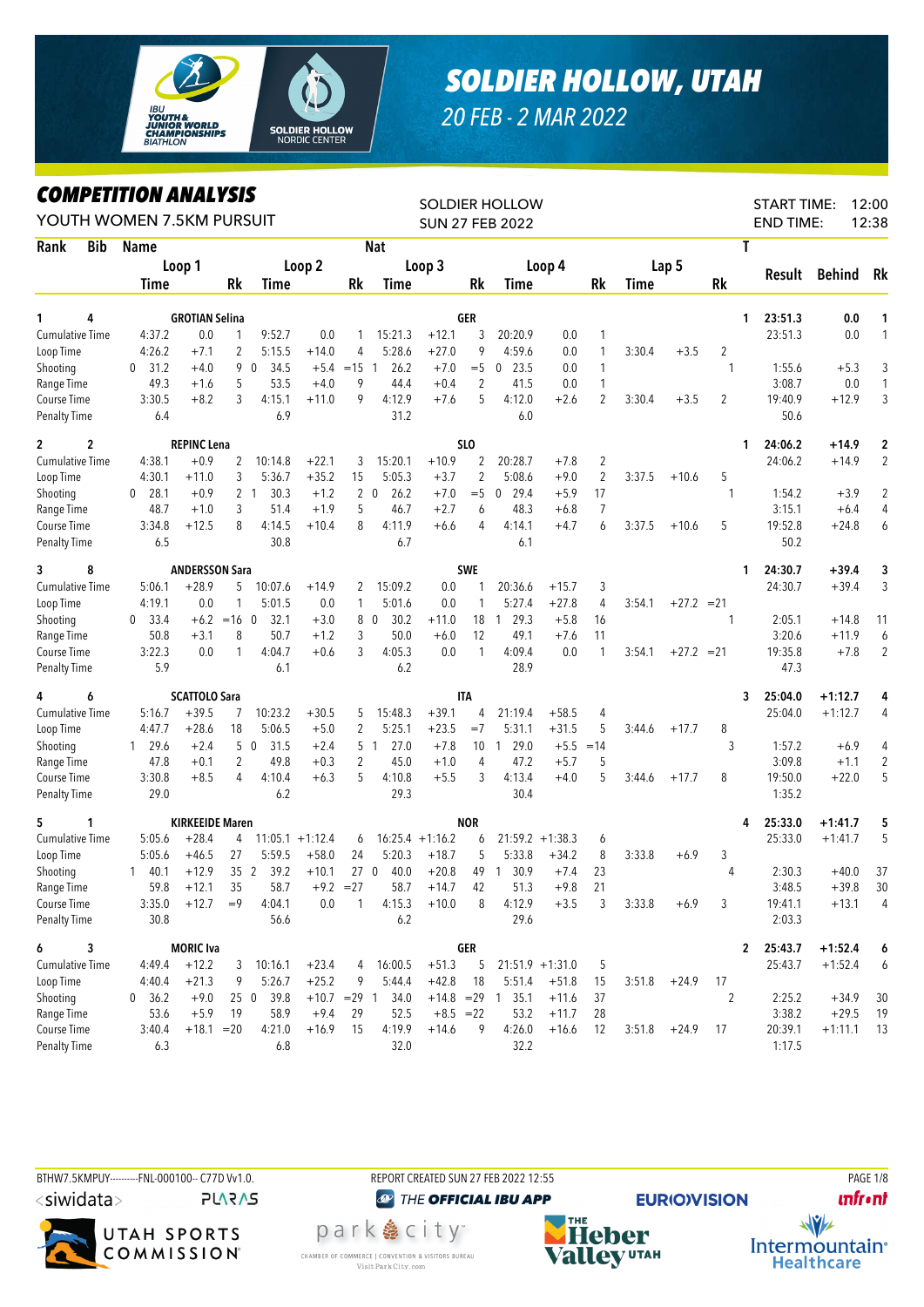# SOLDIER HOLLOW, UTAH

20 FEB - 2 MAR 2022

## COMPETITION ANALYSIS

YOUTH WOMEN 7.5KM PURSUIT

SOLDIER HOLLOW
SUN 27 FEB 2022

START TIME: 12:00
END TIME: 12:38

| Rank | Bib | Name | Loop 1 Time | | Rk | Loop 2 Time | | Rk | Loop 3 Time | | Rk | Loop 4 Time | | Rk | Lap 5 Time | | Rk | T | Result | Behind | Rk |
|---|---|---|---|---|---|---|---|---|---|---|---|---|---|---|---|---|---|---|---|---|---|
| 1 | 4 | GROTIAN Selina | | | | | | | GER | | | | | | | | | 1 | 23:51.3 | 0.0 | 1 |
| | | Cumulative Time | 4:37.2 | 0.0 | 1 | 9:52.7 | 0.0 | 1 | 15:21.3 | +12.1 | 3 | 20:20.9 | 0.0 | 1 | | | | | 23:51.3 | 0.0 | 1 |
| | | Loop Time | 4:26.2 | +7.1 | 2 | 5:15.5 | +14.0 | 4 | 5:28.6 | +27.0 | 9 | 4:59.6 | 0.0 | 1 | 3:30.4 | +3.5 | 2 | | | | |
| | | Shooting | 0 31.2 | +4.0 | 9 | 0 34.5 | +5.4 | =15 | 1 26.2 | +7.0 | =5 | 0 23.5 | 0.0 | 1 | | | | 1 | 1:55.6 | +5.3 | 3 |
| | | Range Time | 49.3 | +1.6 | 5 | 53.5 | +4.0 | 9 | 44.4 | +0.4 | 2 | 41.5 | 0.0 | 1 | | | | | 3:08.7 | 0.0 | 1 |
| | | Course Time | 3:30.5 | +8.2 | 3 | 4:15.1 | +11.0 | 9 | 4:12.9 | +7.6 | 5 | 4:12.0 | +2.6 | 2 | 3:30.4 | +3.5 | 2 | | 19:40.9 | +12.9 | 3 |
| | | Penalty Time | 6.4 | | | 6.9 | | | 31.2 | | | 6.0 | | | | | | | 50.6 | | |
| 2 | 2 | REPINC Lena | | | | | | | SLO | | | | | | | | | 1 | 24:06.2 | +14.9 | 2 |
| | | Cumulative Time | 4:38.1 | +0.9 | 2 | 10:14.8 | +22.1 | 3 | 15:20.1 | +10.9 | 2 | 20:28.7 | +7.8 | 2 | | | | | 24:06.2 | +14.9 | 2 |
| | | Loop Time | 4:30.1 | +11.0 | 3 | 5:36.7 | +35.2 | 15 | 5:05.3 | +3.7 | 2 | 5:08.6 | +9.0 | 2 | 3:37.5 | +10.6 | 5 | | | | |
| | | Shooting | 0 28.1 | +0.9 | 2 | 1 30.3 | +1.2 | 2 | 0 26.2 | +7.0 | =5 | 0 29.4 | +5.9 | 17 | | | | 1 | 1:54.2 | +3.9 | 2 |
| | | Range Time | 48.7 | +1.0 | 3 | 51.4 | +1.9 | 5 | 46.7 | +2.7 | 6 | 48.3 | +6.8 | 7 | | | | | 3:15.1 | +6.4 | 4 |
| | | Course Time | 3:34.8 | +12.5 | 8 | 4:14.5 | +10.4 | 8 | 4:11.9 | +6.6 | 4 | 4:14.1 | +4.7 | 6 | 3:37.5 | +10.6 | 5 | | 19:52.8 | +24.8 | 6 |
| | | Penalty Time | 6.5 | | | 30.8 | | | 6.7 | | | 6.1 | | | | | | | 50.2 | | |
| 3 | 8 | ANDERSSON Sara | | | | | | | SWE | | | | | | | | | 1 | 24:30.7 | +39.4 | 3 |
| | | Cumulative Time | 5:06.1 | +28.9 | 5 | 10:07.6 | +14.9 | 2 | 15:09.2 | 0.0 | 1 | 20:36.6 | +15.7 | 3 | | | | | 24:30.7 | +39.4 | 3 |
| | | Loop Time | 4:19.1 | 0.0 | 1 | 5:01.5 | 0.0 | 1 | 5:01.6 | 0.0 | 1 | 5:27.4 | +27.8 | 4 | 3:54.1 | +27.2 | =21 | | | | |
| | | Shooting | 0 33.4 | +6.2 | =16 | 0 32.1 | +3.0 | 8 | 0 30.2 | +11.0 | 18 | 1 29.3 | +5.8 | 16 | | | | 1 | 2:05.1 | +14.8 | 11 |
| | | Range Time | 50.8 | +3.1 | 8 | 50.7 | +1.2 | 3 | 50.0 | +6.0 | 12 | 49.1 | +7.6 | 11 | | | | | 3:20.6 | +11.9 | 6 |
| | | Course Time | 3:22.3 | 0.0 | 1 | 4:04.7 | +0.6 | 3 | 4:05.3 | 0.0 | 1 | 4:09.4 | 0.0 | 1 | 3:54.1 | +27.2 | =21 | | 19:35.8 | +7.8 | 2 |
| | | Penalty Time | 5.9 | | | 6.1 | | | 6.2 | | | 28.9 | | | | | | | 47.3 | | |
| 4 | 6 | SCATTOLO Sara | | | | | | | ITA | | | | | | | | | 3 | 25:04.0 | +1:12.7 | 4 |
| | | Cumulative Time | 5:16.7 | +39.5 | 7 | 10:23.2 | +30.5 | 5 | 15:48.3 | +39.1 | 4 | 21:19.4 | +58.5 | 4 | | | | | 25:04.0 | +1:12.7 | 4 |
| | | Loop Time | 4:47.7 | +28.6 | 18 | 5:06.5 | +5.0 | 2 | 5:25.1 | +23.5 | =7 | 5:31.1 | +31.5 | 5 | 3:44.6 | +17.7 | 8 | | | | |
| | | Shooting | 1 29.6 | +2.4 | 5 | 0 31.5 | +2.4 | 5 | 1 27.0 | +7.8 | 10 | 1 29.0 | +5.5 | =14 | | | | 3 | 1:57.2 | +6.9 | 4 |
| | | Range Time | 47.8 | +0.1 | 2 | 49.8 | +0.3 | 2 | 45.0 | +1.0 | 4 | 47.2 | +5.7 | 5 | | | | | 3:09.8 | +1.1 | 2 |
| | | Course Time | 3:30.8 | +8.5 | 4 | 4:10.4 | +6.3 | 5 | 4:10.8 | +5.5 | 3 | 4:13.4 | +4.0 | 5 | 3:44.6 | +17.7 | 8 | | 19:50.0 | +22.0 | 5 |
| | | Penalty Time | 29.0 | | | 6.2 | | | 29.3 | | | 30.4 | | | | | | | 1:35.2 | | |
| 5 | 1 | KIRKEEIDE Maren | | | | | | | NOR | | | | | | | | | 4 | 25:33.0 | +1:41.7 | 5 |
| | | Cumulative Time | 5:05.6 | +28.4 | 4 | 11:05.1 | +1:12.4 | 6 | 16:25.4 | +1:16.2 | 6 | 21:59.2 | +1:38.3 | 6 | | | | | 25:33.0 | +1:41.7 | 5 |
| | | Loop Time | 5:05.6 | +46.5 | 27 | 5:59.5 | +58.0 | 24 | 5:20.3 | +18.7 | 5 | 5:33.8 | +34.2 | 8 | 3:33.8 | +6.9 | 3 | | | | |
| | | Shooting | 1 40.1 | +12.9 | 35 | 2 39.2 | +10.1 | 27 | 0 40.0 | +20.8 | 49 | 1 30.9 | +7.4 | 23 | | | | 4 | 2:30.3 | +40.0 | 37 |
| | | Range Time | 59.8 | +12.1 | 35 | 58.7 | +9.2 | =27 | 58.7 | +14.7 | 42 | 51.3 | +9.8 | 21 | | | | | 3:48.5 | +39.8 | 30 |
| | | Course Time | 3:35.0 | +12.7 | =9 | 4:04.1 | 0.0 | 1 | 4:15.3 | +10.0 | 8 | 4:12.9 | +3.5 | 3 | 3:33.8 | +6.9 | 3 | | 19:41.1 | +13.1 | 4 |
| | | Penalty Time | 30.8 | | | 56.6 | | | 6.2 | | | 29.6 | | | | | | | 2:03.3 | | |
| 6 | 3 | MORIC Iva | | | | | | | GER | | | | | | | | | 2 | 25:43.7 | +1:52.4 | 6 |
| | | Cumulative Time | 4:49.4 | +12.2 | 3 | 10:16.1 | +23.4 | 4 | 16:00.5 | +51.3 | 5 | 21:51.9 | +1:31.0 | 5 | | | | | 25:43.7 | +1:52.4 | 6 |
| | | Loop Time | 4:40.4 | +21.3 | 9 | 5:26.7 | +25.2 | 9 | 5:44.4 | +42.8 | 18 | 5:51.4 | +51.8 | 15 | 3:51.8 | +24.9 | 17 | | | | |
| | | Shooting | 0 36.2 | +9.0 | 25 | 0 39.8 | +10.7 | =29 | 1 34.0 | +14.8 | =29 | 1 35.1 | +11.6 | 37 | | | | 2 | 2:25.2 | +34.9 | 30 |
| | | Range Time | 53.6 | +5.9 | 19 | 58.9 | +9.4 | 29 | 52.5 | +8.5 | =22 | 53.2 | +11.7 | 28 | | | | | 3:38.2 | +29.5 | 19 |
| | | Course Time | 3:40.4 | +18.1 | =20 | 4:21.0 | +16.9 | 15 | 4:19.9 | +14.6 | 9 | 4:26.0 | +16.6 | 12 | 3:51.8 | +24.9 | 17 | | 20:39.1 | +1:11.1 | 13 |
| | | Penalty Time | 6.3 | | | 6.8 | | | 32.0 | | | 32.2 | | | | | | | 1:17.5 | | |

BTHW7.5KMPUY---------FNL-000100-- C77D Vv1.0. REPORT CREATED SUN 27 FEB 2022 12:55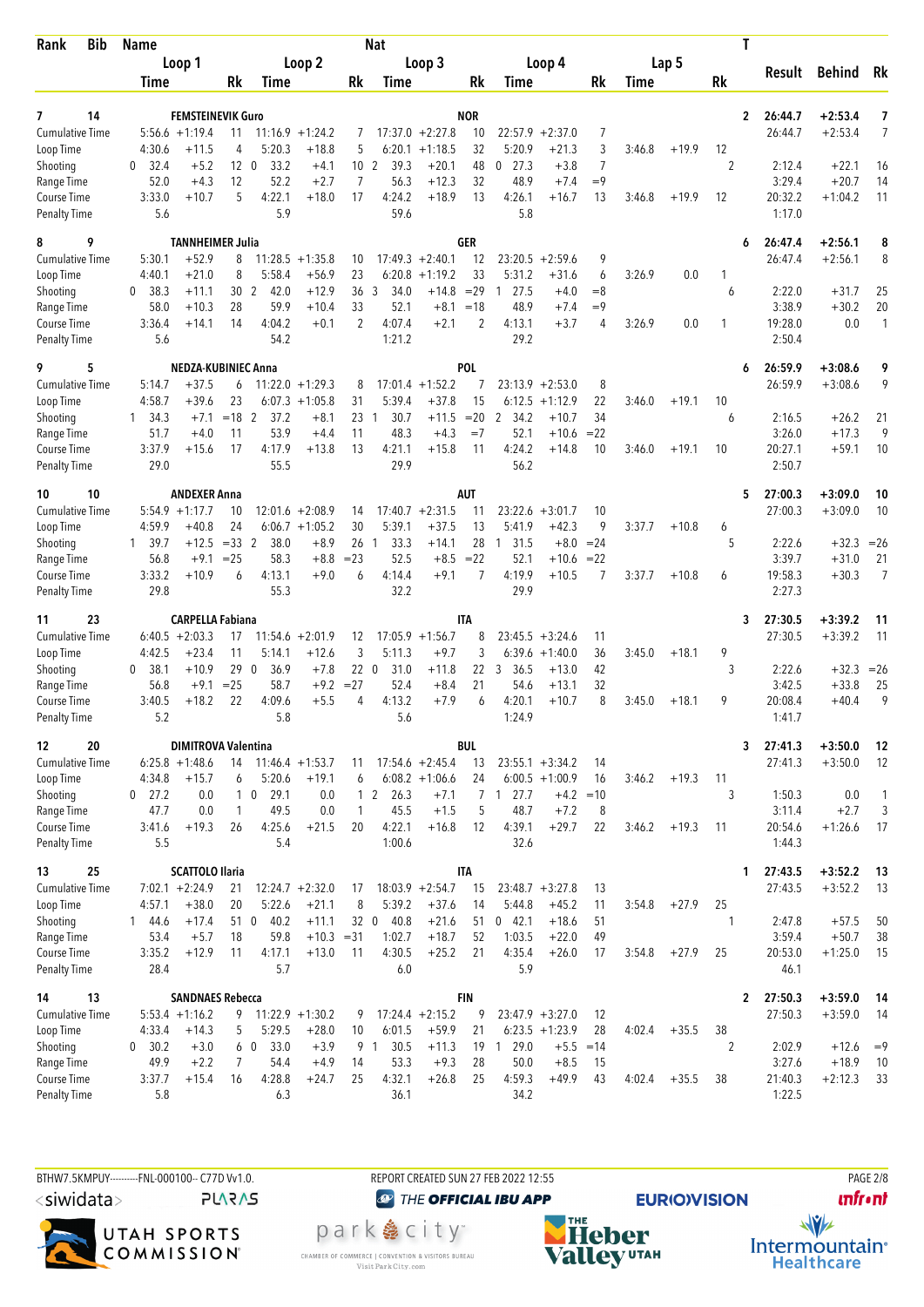| Rank | Bib | Name | | | | | Nat | | | | | | | | | T | Result | Behind | Rk |
|---|---|---|---|---|---|---|---|---|---|---|---|---|---|---|---|---|---|---|---|
| | | Loop 1 | | | Loop 2 | | | Loop 3 | | | Loop 4 | | | Lap 5 | | | | | |
| | | Time | | Rk | Time | | Rk | Time | | Rk | Time | | Rk | Time | | Rk | | | |
| **7** | **14** | **FEMSTEINEVIK Guro** | | | | | **NOR** | | | | | | | | | **2** | **26:44.7** | **+2:53.4** | **7** |
| Cumulative Time | | 5:56.6 | +1:19.4 | 11 | 11:16.9 | +1:24.2 | 7 | 17:37.0 | +2:27.8 | 10 | 22:57.9 | +2:37.0 | 7 | | | | 26:44.7 | +2:53.4 | 7 |
| Loop Time | | 4:30.6 | +11.5 | 4 | 5:20.3 | +18.8 | 5 | 6:20.1 | +1:18.5 | 32 | 5:20.9 | +21.3 | 3 | 3:46.8 | +19.9 | 12 | | | |
| Shooting | | 0 32.4 | +5.2 | 12 | 0 33.2 | +4.1 | 10 | 2 39.3 | +20.1 | 48 | 0 27.3 | +3.8 | 7 | | | 2 | 2:12.4 | +22.1 | 16 |
| Range Time | | 52.0 | +4.3 | 12 | 52.2 | +2.7 | 7 | 56.3 | +12.3 | 32 | 48.9 | +7.4 | =9 | | | | 3:29.4 | +20.7 | 14 |
| Course Time | | 3:33.0 | +10.7 | 5 | 4:22.1 | +18.0 | 17 | 4:24.2 | +18.9 | 13 | 4:26.1 | +16.7 | 13 | 3:46.8 | +19.9 | 12 | 20:32.2 | +1:04.2 | 11 |
| Penalty Time | | 5.6 | | | 5.9 | | | 59.6 | | | 5.8 | | | | | | 1:17.0 | | |
| **8** | **9** | **TANNHEIMER Julia** | | | | | **GER** | | | | | | | | | **6** | **26:47.4** | **+2:56.1** | **8** |
| Cumulative Time | | 5:30.1 | +52.9 | 8 | 11:28.5 | +1:35.8 | 10 | 17:49.3 | +2:40.1 | 12 | 23:20.5 | +2:59.6 | 9 | | | | 26:47.4 | +2:56.1 | 8 |
| Loop Time | | 4:40.1 | +21.0 | 8 | 5:58.4 | +56.9 | 23 | 6:20.8 | +1:19.2 | 33 | 5:31.2 | +31.6 | 6 | 3:26.9 | 0.0 | 1 | | | |
| Shooting | | 0 38.3 | +11.1 | 30 | 2 42.0 | +12.9 | 36 | 3 34.0 | +14.8 | =29 | 1 27.5 | +4.0 | =8 | | | 6 | 2:22.0 | +31.7 | 25 |
| Range Time | | 58.0 | +10.3 | 28 | 59.9 | +10.4 | 33 | 52.1 | +8.1 | =18 | 48.9 | +7.4 | =9 | | | | 3:38.9 | +30.2 | 20 |
| Course Time | | 3:36.4 | +14.1 | 14 | 4:04.2 | +0.1 | 2 | 4:07.4 | +2.1 | 2 | 4:13.1 | +3.7 | 4 | 3:26.9 | 0.0 | 1 | 19:28.0 | 0.0 | 1 |
| Penalty Time | | 5.6 | | | 54.2 | | | 1:21.2 | | | 29.2 | | | | | | 2:50.4 | | |
| **9** | **5** | **NEDZA-KUBINIEC Anna** | | | | | **POL** | | | | | | | | | **6** | **26:59.9** | **+3:08.6** | **9** |
| Cumulative Time | | 5:14.7 | +37.5 | 6 | 11:22.0 | +1:29.3 | 8 | 17:01.4 | +1:52.2 | 7 | 23:13.9 | +2:53.0 | 8 | | | | 26:59.9 | +3:08.6 | 9 |
| Loop Time | | 4:58.7 | +39.6 | 23 | 6:07.3 | +1:05.8 | 31 | 5:39.4 | +37.8 | 15 | 6:12.5 | +1:12.9 | 22 | 3:46.0 | +19.1 | 10 | | | |
| Shooting | | 1 34.3 | +7.1 | =18 | 2 37.2 | +8.1 | 23 | 1 30.7 | +11.5 | =20 | 2 34.2 | +10.7 | 34 | | | 6 | 2:16.5 | +26.2 | 21 |
| Range Time | | 51.7 | +4.0 | 11 | 53.9 | +4.4 | 11 | 48.3 | +4.3 | =7 | 52.1 | +10.6 | =22 | | | | 3:26.0 | +17.3 | 9 |
| Course Time | | 3:37.9 | +15.6 | 17 | 4:17.9 | +13.8 | 13 | 4:21.1 | +15.8 | 11 | 4:24.2 | +14.8 | 10 | 3:46.0 | +19.1 | 10 | 20:27.1 | +59.1 | 10 |
| Penalty Time | | 29.0 | | | 55.5 | | | 29.9 | | | 56.2 | | | | | | 2:50.7 | | |
| **10** | **10** | **ANDEXER Anna** | | | | | **AUT** | | | | | | | | | **5** | **27:00.3** | **+3:09.0** | **10** |
| Cumulative Time | | 5:54.9 | +1:17.7 | 10 | 12:01.6 | +2:08.9 | 14 | 17:40.7 | +2:31.5 | 11 | 23:22.6 | +3:01.7 | 10 | | | | 27:00.3 | +3:09.0 | 10 |
| Loop Time | | 4:59.9 | +40.8 | 24 | 6:06.7 | +1:05.2 | 30 | 5:39.1 | +37.5 | 13 | 5:41.9 | +42.3 | 9 | 3:37.7 | +10.8 | 6 | | | |
| Shooting | | 1 39.7 | +12.5 | =33 | 2 38.0 | +8.9 | 26 | 1 33.3 | +14.1 | 28 | 1 31.5 | +8.0 | =24 | | | 5 | 2:22.6 | +32.3 | =26 |
| Range Time | | 56.8 | +9.1 | =25 | 58.3 | +8.8 | =23 | 52.5 | +8.5 | =22 | 52.1 | +10.6 | =22 | | | | 3:39.7 | +31.0 | 21 |
| Course Time | | 3:33.2 | +10.9 | 6 | 4:13.1 | +9.0 | 6 | 4:14.4 | +9.1 | 7 | 4:19.9 | +10.5 | 7 | 3:37.7 | +10.8 | 6 | 19:58.3 | +30.3 | 7 |
| Penalty Time | | 29.8 | | | 55.3 | | | 32.2 | | | 29.9 | | | | | | 2:27.3 | | |
| **11** | **23** | **CARPELLA Fabiana** | | | | | **ITA** | | | | | | | | | **3** | **27:30.5** | **+3:39.2** | **11** |
| Cumulative Time | | 6:40.5 | +2:03.3 | 17 | 11:54.6 | +2:01.9 | 12 | 17:05.9 | +1:56.7 | 8 | 23:45.5 | +3:24.6 | 11 | | | | 27:30.5 | +3:39.2 | 11 |
| Loop Time | | 4:42.5 | +23.4 | 11 | 5:14.1 | +12.6 | 3 | 5:11.3 | +9.7 | 3 | 6:39.6 | +1:40.0 | 36 | 3:45.0 | +18.1 | 9 | | | |
| Shooting | | 0 38.1 | +10.9 | 29 | 0 36.9 | +7.8 | 22 | 0 31.0 | +11.8 | 22 | 3 36.5 | +13.0 | 42 | | | 3 | 2:22.6 | +32.3 | =26 |
| Range Time | | 56.8 | +9.1 | =25 | 58.7 | +9.2 | =27 | 52.4 | +8.4 | 21 | 54.6 | +13.1 | 32 | | | | 3:42.5 | +33.8 | 25 |
| Course Time | | 3:40.5 | +18.2 | 22 | 4:09.6 | +5.5 | 4 | 4:13.2 | +7.9 | 6 | 4:20.1 | +10.7 | 8 | 3:45.0 | +18.1 | 9 | 20:08.4 | +40.4 | 9 |
| Penalty Time | | 5.2 | | | 5.8 | | | 5.6 | | | 1:24.9 | | | | | | 1:41.7 | | |
| **12** | **20** | **DIMITROVA Valentina** | | | | | **BUL** | | | | | | | | | **3** | **27:41.3** | **+3:50.0** | **12** |
| Cumulative Time | | 6:25.8 | +1:48.6 | 14 | 11:46.4 | +1:53.7 | 11 | 17:54.6 | +2:45.4 | 13 | 23:55.1 | +3:34.2 | 14 | | | | 27:41.3 | +3:50.0 | 12 |
| Loop Time | | 4:34.8 | +15.7 | 6 | 5:20.6 | +19.1 | 6 | 6:08.2 | +1:06.6 | 24 | 6:00.5 | +1:00.9 | 16 | 3:46.2 | +19.3 | 11 | | | |
| Shooting | | 0 27.2 | 0.0 | 1 | 0 29.1 | 0.0 | 1 | 2 26.3 | +7.1 | 7 | 1 27.7 | +4.2 | =10 | | | 3 | 1:50.3 | 0.0 | 1 |
| Range Time | | 47.7 | 0.0 | 1 | 49.5 | 0.0 | 1 | 45.5 | +1.5 | 5 | 48.7 | +7.2 | 8 | | | | 3:11.4 | +2.7 | 3 |
| Course Time | | 3:41.6 | +19.3 | 26 | 4:25.6 | +21.5 | 20 | 4:22.1 | +16.8 | 12 | 4:39.1 | +29.7 | 22 | 3:46.2 | +19.3 | 11 | 20:54.6 | +1:26.6 | 17 |
| Penalty Time | | 5.5 | | | 5.4 | | | 1:00.6 | | | 32.6 | | | | | | 1:44.3 | | |
| **13** | **25** | **SCATTOLO Ilaria** | | | | | **ITA** | | | | | | | | | **1** | **27:43.5** | **+3:52.2** | **13** |
| Cumulative Time | | 7:02.1 | +2:24.9 | 21 | 12:24.7 | +2:32.0 | 17 | 18:03.9 | +2:54.7 | 15 | 23:48.7 | +3:27.8 | 13 | | | | 27:43.5 | +3:52.2 | 13 |
| Loop Time | | 4:57.1 | +38.0 | 20 | 5:22.6 | +21.1 | 8 | 5:39.2 | +37.6 | 14 | 5:44.8 | +45.2 | 11 | 3:54.8 | +27.9 | 25 | | | |
| Shooting | | 1 44.6 | +17.4 | 51 | 0 40.2 | +11.1 | 32 | 0 40.8 | +21.6 | 51 | 0 42.1 | +18.6 | 51 | | | 1 | 2:47.8 | +57.5 | 50 |
| Range Time | | 53.4 | +5.7 | 18 | 59.8 | +10.3 | =31 | 1:02.7 | +18.7 | 52 | 1:03.5 | +22.0 | 49 | | | | 3:59.4 | +50.7 | 38 |
| Course Time | | 3:35.2 | +12.9 | 11 | 4:17.1 | +13.0 | 11 | 4:30.5 | +25.2 | 21 | 4:35.4 | +26.0 | 17 | 3:54.8 | +27.9 | 25 | 20:53.0 | +1:25.0 | 15 |
| Penalty Time | | 28.4 | | | 5.7 | | | 6.0 | | | 5.9 | | | | | | 46.1 | | |
| **14** | **13** | **SANDNAES Rebecca** | | | | | **FIN** | | | | | | | | | **2** | **27:50.3** | **+3:59.0** | **14** |
| Cumulative Time | | 5:53.4 | +1:16.2 | 9 | 11:22.9 | +1:30.2 | 9 | 17:24.4 | +2:15.2 | 9 | 23:47.9 | +3:27.0 | 12 | | | | 27:50.3 | +3:59.0 | 14 |
| Loop Time | | 4:33.4 | +14.3 | 5 | 5:29.5 | +28.0 | 10 | 6:01.5 | +59.9 | 21 | 6:23.5 | +1:23.9 | 28 | 4:02.4 | +35.5 | 38 | | | |
| Shooting | | 0 30.2 | +3.0 | 6 | 0 33.0 | +3.9 | 9 | 1 30.5 | +11.3 | 19 | 1 29.0 | +5.5 | =14 | | | 2 | 2:02.9 | +12.6 | =9 |
| Range Time | | 49.9 | +2.2 | 7 | 54.4 | +4.9 | 14 | 53.3 | +9.3 | 28 | 50.0 | +8.5 | 15 | | | | 3:27.6 | +18.9 | 10 |
| Course Time | | 3:37.7 | +15.4 | 16 | 4:28.8 | +24.7 | 25 | 4:32.1 | +26.8 | 25 | 4:59.3 | +49.9 | 43 | 4:02.4 | +35.5 | 38 | 21:40.3 | +2:12.3 | 33 |
| Penalty Time | | 5.8 | | | 6.3 | | | 36.1 | | | 34.2 | | | | | | 1:22.5 | | |

BTHW7.5KMPUY---------FNL-000100-- C77D Vv1.0. REPORT CREATED SUN 27 FEB 2022 12:55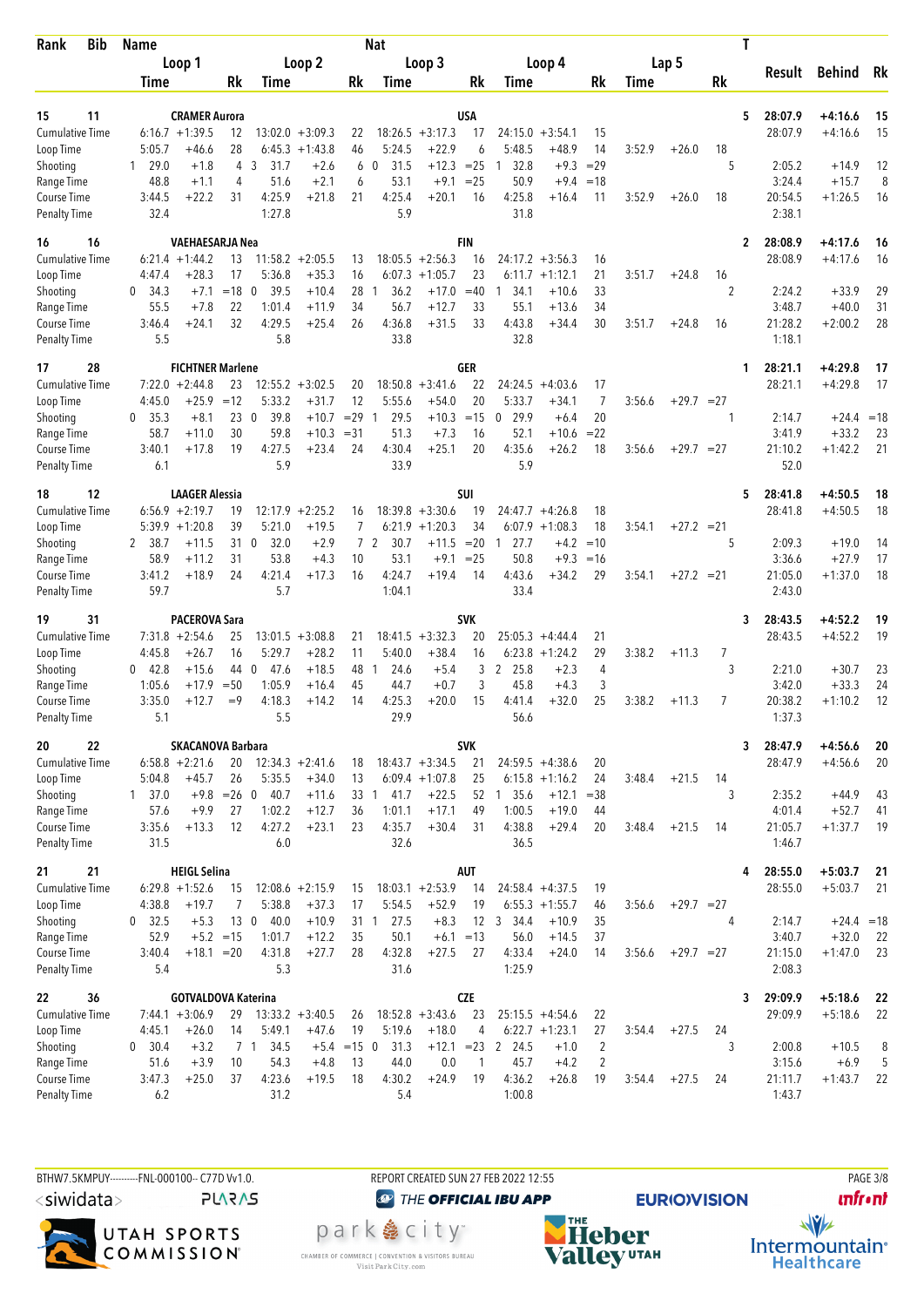| Rank | Bib | Name | | | | | Nat | | | | | | | | | T | | | |
|---|---|---|---|---|---|---|---|---|---|---|---|---|---|---|---|---|---|---|---|
| | | Loop 1 | | | Loop 2 | | | Loop 3 | | | Loop 4 | | | Lap 5 | | | Result | Behind | Rk |
| | | Time | | Rk | Time | | Rk | Time | | Rk | Time | | Rk | Time | | Rk | | | |
| 15 | 11 | CRAMER Aurora | | | | | USA | | | | | | | | | 5 | 28:07.9 | +4:16.6 | 15 |
| Cumulative Time | | 6:16.7 | +1:39.5 | 12 | 13:02.0 | +3:09.3 | 22 | 18:26.5 | +3:17.3 | 17 | 24:15.0 | +3:54.1 | 15 | | | | 28:07.9 | +4:16.6 | 15 |
| Loop Time | | 5:05.7 | +46.6 | 28 | 6:45.3 | +1:43.8 | 46 | 5:24.5 | +22.9 | 6 | 5:48.5 | +48.9 | 14 | 3:52.9 | +26.0 | 18 | | | |
| Shooting | | 1 29.0 | +1.8 | 4 | 3 31.7 | +2.6 | 6 | 0 31.5 | +12.3 | =25 | 1 32.8 | +9.3 | =29 | | | 5 | 2:05.2 | +14.9 | 12 |
| Range Time | | 48.8 | +1.1 | 4 | 51.6 | +2.1 | 6 | 53.1 | +9.1 | =25 | 50.9 | +9.4 | =18 | | | | 3:24.4 | +15.7 | 8 |
| Course Time | | 3:44.5 | +22.2 | 31 | 4:25.9 | +21.8 | 21 | 4:25.4 | +20.1 | 16 | 4:25.8 | +16.4 | 11 | 3:52.9 | +26.0 | 18 | 20:54.5 | +1:26.5 | 16 |
| Penalty Time | | 32.4 | | | 1:27.8 | | | 5.9 | | | 31.8 | | | | | | 2:38.1 | | |
| 16 | 16 | VAEHAESARJA Nea | | | | | FIN | | | | | | | | | 2 | 28:08.9 | +4:17.6 | 16 |
| Cumulative Time | | 6:21.4 | +1:44.2 | 13 | 11:58.2 | +2:05.5 | 13 | 18:05.5 | +2:56.3 | 16 | 24:17.2 | +3:56.3 | 16 | | | | 28:08.9 | +4:17.6 | 16 |
| Loop Time | | 4:47.4 | +28.3 | 17 | 5:36.8 | +35.3 | 16 | 6:07.3 | +1:05.7 | 23 | 6:11.7 | +1:12.1 | 21 | 3:51.7 | +24.8 | 16 | | | |
| Shooting | | 0 34.3 | +7.1 | =18 | 0 39.5 | +10.4 | 28 | 1 36.2 | +17.0 | =40 | 1 34.1 | +10.6 | 33 | | | 2 | 2:24.2 | +33.9 | 29 |
| Range Time | | 55.5 | +7.8 | 22 | 1:01.4 | +11.9 | 34 | 56.7 | +12.7 | 33 | 55.1 | +13.6 | 34 | | | | 3:48.7 | +40.0 | 31 |
| Course Time | | 3:46.4 | +24.1 | 32 | 4:29.5 | +25.4 | 26 | 4:36.8 | +31.5 | 33 | 4:43.8 | +34.4 | 30 | 3:51.7 | +24.8 | 16 | 21:28.2 | +2:00.2 | 28 |
| Penalty Time | | 5.5 | | | 5.8 | | | 33.8 | | | 32.8 | | | | | | 1:18.1 | | |
| 17 | 28 | FICHTNER Marlene | | | | | GER | | | | | | | | | 1 | 28:21.1 | +4:29.8 | 17 |
| Cumulative Time | | 7:22.0 | +2:44.8 | 23 | 12:55.2 | +3:02.5 | 20 | 18:50.8 | +3:41.6 | 22 | 24:24.5 | +4:03.6 | 17 | | | | 28:21.1 | +4:29.8 | 17 |
| Loop Time | | 4:45.0 | +25.9 | =12 | 5:33.2 | +31.7 | 12 | 5:55.6 | +54.0 | 20 | 5:33.7 | +34.1 | 7 | 3:56.6 | +29.7 | =27 | | | |
| Shooting | | 0 35.3 | +8.1 | 23 | 0 39.8 | +10.7 | =29 | 1 29.5 | +10.3 | =15 | 0 29.9 | +6.4 | 20 | | | 1 | 2:14.7 | +24.4 | =18 |
| Range Time | | 58.7 | +11.0 | 30 | 59.8 | +10.3 | =31 | 51.3 | +7.3 | 16 | 52.1 | +10.6 | =22 | | | | 3:41.9 | +33.2 | 23 |
| Course Time | | 3:40.1 | +17.8 | 19 | 4:27.5 | +23.4 | 24 | 4:30.4 | +25.1 | 20 | 4:35.6 | +26.2 | 18 | 3:56.6 | +29.7 | =27 | 21:10.2 | +1:42.2 | 21 |
| Penalty Time | | 6.1 | | | 5.9 | | | 33.9 | | | 5.9 | | | | | | 52.0 | | |
| 18 | 12 | LAAGER Alessia | | | | | SUI | | | | | | | | | 5 | 28:41.8 | +4:50.5 | 18 |
| Cumulative Time | | 6:56.9 | +2:19.7 | 19 | 12:17.9 | +2:25.2 | 16 | 18:39.8 | +3:30.6 | 19 | 24:47.7 | +4:26.8 | 18 | | | | 28:41.8 | +4:50.5 | 18 |
| Loop Time | | 5:39.9 | +1:20.8 | 39 | 5:21.0 | +19.5 | 7 | 6:21.9 | +1:20.3 | 34 | 6:07.9 | +1:08.3 | 18 | 3:54.1 | +27.2 | =21 | | | |
| Shooting | | 2 38.7 | +11.5 | 31 | 0 32.0 | +2.9 | 7 | 2 30.7 | +11.5 | =20 | 1 27.7 | +4.2 | =10 | | | 5 | 2:09.3 | +19.0 | 14 |
| Range Time | | 58.9 | +11.2 | 31 | 53.8 | +4.3 | 10 | 53.1 | +9.1 | =25 | 50.8 | +9.3 | =16 | | | | 3:36.6 | +27.9 | 17 |
| Course Time | | 3:41.2 | +18.9 | 24 | 4:21.4 | +17.3 | 16 | 4:24.7 | +19.4 | 14 | 4:43.6 | +34.2 | 29 | 3:54.1 | +27.2 | =21 | 21:05.0 | +1:37.0 | 18 |
| Penalty Time | | 59.7 | | | 5.7 | | | 1:04.1 | | | 33.4 | | | | | | 2:43.0 | | |
| 19 | 31 | PACEROVA Sara | | | | | SVK | | | | | | | | | 3 | 28:43.5 | +4:52.2 | 19 |
| Cumulative Time | | 7:31.8 | +2:54.6 | 25 | 13:01.5 | +3:08.8 | 21 | 18:41.5 | +3:32.3 | 20 | 25:05.3 | +4:44.4 | 21 | | | | 28:43.5 | +4:52.2 | 19 |
| Loop Time | | 4:45.8 | +26.7 | 16 | 5:29.7 | +28.2 | 11 | 5:40.0 | +38.4 | 16 | 6:23.8 | +1:24.2 | 29 | 3:38.2 | +11.3 | 7 | | | |
| Shooting | | 0 42.8 | +15.6 | 44 | 0 47.6 | +18.5 | 48 | 1 24.6 | +5.4 | 3 | 2 25.8 | +2.3 | 4 | | | 3 | 2:21.0 | +30.7 | 23 |
| Range Time | | 1:05.6 | +17.9 | =50 | 1:05.9 | +16.4 | 45 | 44.7 | +0.7 | 3 | 45.8 | +4.3 | 3 | | | | 3:42.0 | +33.3 | 24 |
| Course Time | | 3:35.0 | +12.7 | =9 | 4:18.3 | +14.2 | 14 | 4:25.3 | +20.0 | 15 | 4:41.4 | +32.0 | 25 | 3:38.2 | +11.3 | 7 | 20:38.2 | +1:10.2 | 12 |
| Penalty Time | | 5.1 | | | 5.5 | | | 29.9 | | | 56.6 | | | | | | 1:37.3 | | |
| 20 | 22 | SKACANOVA Barbara | | | | | SVK | | | | | | | | | 3 | 28:47.9 | +4:56.6 | 20 |
| Cumulative Time | | 6:58.8 | +2:21.6 | 20 | 12:34.3 | +2:41.6 | 18 | 18:43.7 | +3:34.5 | 21 | 24:59.5 | +4:38.6 | 20 | | | | 28:47.9 | +4:56.6 | 20 |
| Loop Time | | 5:04.8 | +45.7 | 26 | 5:35.5 | +34.0 | 13 | 6:09.4 | +1:07.8 | 25 | 6:15.8 | +1:16.2 | 24 | 3:48.4 | +21.5 | 14 | | | |
| Shooting | | 1 37.0 | +9.8 | =26 | 0 40.7 | +11.6 | 33 | 1 41.7 | +22.5 | 52 | 1 35.6 | +12.1 | =38 | | | 3 | 2:35.2 | +44.9 | 43 |
| Range Time | | 57.6 | +9.9 | 27 | 1:02.2 | +12.7 | 36 | 1:01.1 | +17.1 | 49 | 1:00.5 | +19.0 | 44 | | | | 4:01.4 | +52.7 | 41 |
| Course Time | | 3:35.6 | +13.3 | 12 | 4:27.2 | +23.1 | 23 | 4:35.7 | +30.4 | 31 | 4:38.8 | +29.4 | 20 | 3:48.4 | +21.5 | 14 | 21:05.7 | +1:37.7 | 19 |
| Penalty Time | | 31.5 | | | 6.0 | | | 32.6 | | | 36.5 | | | | | | 1:46.7 | | |
| 21 | 21 | HEIGL Selina | | | | | AUT | | | | | | | | | 4 | 28:55.0 | +5:03.7 | 21 |
| Cumulative Time | | 6:29.8 | +1:52.6 | 15 | 12:08.6 | +2:15.9 | 15 | 18:03.1 | +2:53.9 | 14 | 24:58.4 | +4:37.5 | 19 | | | | 28:55.0 | +5:03.7 | 21 |
| Loop Time | | 4:38.8 | +19.7 | 7 | 5:38.8 | +37.3 | 17 | 5:54.5 | +52.9 | 19 | 6:55.3 | +1:55.7 | 46 | 3:56.6 | +29.7 | =27 | | | |
| Shooting | | 0 32.5 | +5.3 | 13 | 0 40.0 | +10.9 | 31 | 1 27.5 | +8.3 | 12 | 3 34.4 | +10.9 | 35 | | | 4 | 2:14.7 | +24.4 | =18 |
| Range Time | | 52.9 | +5.2 | =15 | 1:01.7 | +12.2 | 35 | 50.1 | +6.1 | =13 | 56.0 | +14.5 | 37 | | | | 3:40.7 | +32.0 | 22 |
| Course Time | | 3:40.4 | +18.1 | =20 | 4:31.8 | +27.7 | 28 | 4:32.8 | +27.5 | 27 | 4:33.4 | +24.0 | 14 | 3:56.6 | +29.7 | =27 | 21:15.0 | +1:47.0 | 23 |
| Penalty Time | | 5.4 | | | 5.3 | | | 31.6 | | | 1:25.9 | | | | | | 2:08.3 | | |
| 22 | 36 | GOTVALDOVA Katerina | | | | | CZE | | | | | | | | | 3 | 29:09.9 | +5:18.6 | 22 |
| Cumulative Time | | 7:44.1 | +3:06.9 | 29 | 13:33.2 | +3:40.5 | 26 | 18:52.8 | +3:43.6 | 23 | 25:15.5 | +4:54.6 | 22 | | | | 29:09.9 | +5:18.6 | 22 |
| Loop Time | | 4:45.1 | +26.0 | 14 | 5:49.1 | +47.6 | 19 | 5:19.6 | +18.0 | 4 | 6:22.7 | +1:23.1 | 27 | 3:54.4 | +27.5 | 24 | | | |
| Shooting | | 0 30.4 | +3.2 | 7 | 1 34.5 | +5.4 | =15 | 0 31.3 | +12.1 | =23 | 2 24.5 | +1.0 | 2 | | | 3 | 2:00.8 | +10.5 | 8 |
| Range Time | | 51.6 | +3.9 | 10 | 54.3 | +4.8 | 13 | 44.0 | 0.0 | 1 | 45.7 | +4.2 | 2 | | | | 3:15.6 | +6.9 | 5 |
| Course Time | | 3:47.3 | +25.0 | 37 | 4:23.6 | +19.5 | 18 | 4:30.2 | +24.9 | 19 | 4:36.2 | +26.8 | 19 | 3:54.4 | +27.5 | 24 | 21:11.7 | +1:43.7 | 22 |
| Penalty Time | | 6.2 | | | 31.2 | | | 5.4 | | | 1:00.8 | | | | | | 1:43.7 | | |

BTHW7.5KMPUY---------FNL-000100-- C77D Vv1.0. REPORT CREATED SUN 27 FEB 2022 12:55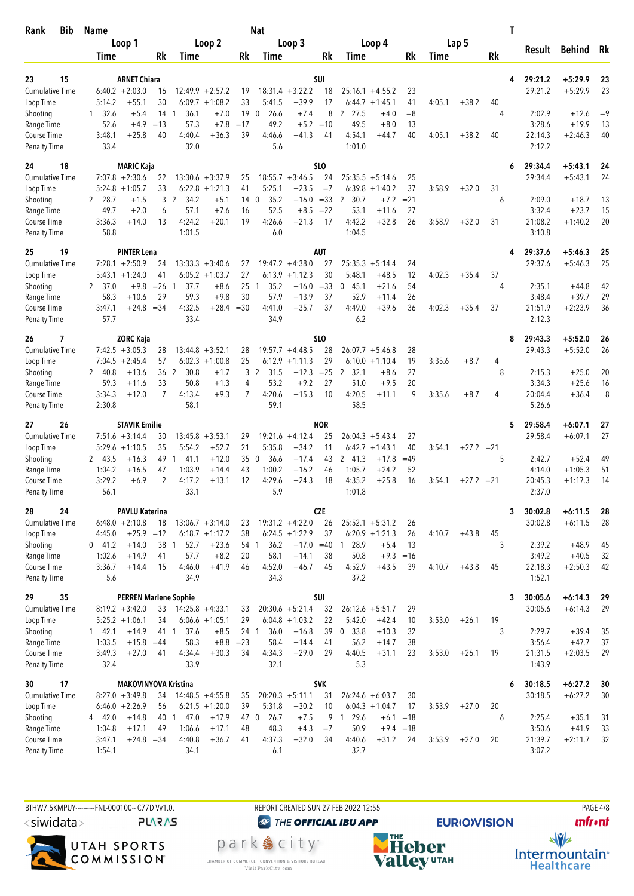| Rank | Bib | Name | | | | | | Nat | | | | | | | | | | T | Result | Behind | Rk |
|---|---|---|---|---|---|---|---|---|---|---|---|---|---|---|---|---|---|---|---|---|---|
| | | Loop 1 | | | Loop 2 | | | Loop 3 | | | Loop 4 | | | Lap 5 | | | | | | | |
| | | Time | | Rk | Time | | Rk | Time | | Rk | Time | | Rk | Time | | Rk | | | | | |
| 23 | 15 | ARNET Chiara | | | | | | SUI | | | | | | | | | | 4 | 29:21.2 | +5:29.9 | 23 |
| Cumulative Time | | 6:40.2 | +2:03.0 | 16 | 12:49.9 | +2:57.2 | 19 | 18:31.4 | +3:22.2 | 18 | 25:16.1 | +4:55.2 | 23 | | | | | | 29:21.2 | +5:29.9 | 23 |
| Loop Time | | 5:14.2 | +55.1 | 30 | 6:09.7 | +1:08.2 | 33 | 5:41.5 | +39.9 | 17 | 6:44.7 | +1:45.1 | 41 | 4:05.1 | +38.2 | 40 | | | | | |
| Shooting | | 1 32.6 | +5.4 | 14 | 1 36.1 | +7.0 | 19 | 0 26.6 | +7.4 | 8 | 2 27.5 | +4.0 | =8 | | | | 4 | | 2:02.9 | +12.6 | =9 |
| Range Time | | 52.6 | +4.9 | =13 | 57.3 | +7.8 | =17 | 49.2 | +5.2 | =10 | 49.5 | +8.0 | 13 | | | | | | 3:28.6 | +19.9 | 13 |
| Course Time | | 3:48.1 | +25.8 | 40 | 4:40.4 | +36.3 | 39 | 4:46.6 | +41.3 | 41 | 4:54.1 | +44.7 | 40 | 4:05.1 | +38.2 | 40 | | | 22:14.3 | +2:46.3 | 40 |
| Penalty Time | | 33.4 | | | 32.0 | | | 5.6 | | | 1:01.0 | | | | | | | | 2:12.2 | | |
| 24 | 18 | MARIC Kaja | | | | | | SLO | | | | | | | | | | 6 | 29:34.4 | +5:43.1 | 24 |
| Cumulative Time | | 7:07.8 | +2:30.6 | 22 | 13:30.6 | +3:37.9 | 25 | 18:55.7 | +3:46.5 | 24 | 25:35.5 | +5:14.6 | 25 | | | | | | 29:34.4 | +5:43.1 | 24 |
| Loop Time | | 5:24.8 | +1:05.7 | 33 | 6:22.8 | +1:21.3 | 41 | 5:25.1 | +23.5 | =7 | 6:39.8 | +1:40.2 | 37 | 3:58.9 | +32.0 | 31 | | | | | |
| Shooting | | 2 28.7 | +1.5 | 3 | 2 34.2 | +5.1 | 14 | 0 35.2 | +16.0 | =33 | 2 30.7 | +7.2 | =21 | | | | 6 | | 2:09.0 | +18.7 | 13 |
| Range Time | | 49.7 | +2.0 | 6 | 57.1 | +7.6 | 16 | 52.5 | +8.5 | =22 | 53.1 | +11.6 | 27 | | | | | | 3:32.4 | +23.7 | 15 |
| Course Time | | 3:36.3 | +14.0 | 13 | 4:24.2 | +20.1 | 19 | 4:26.6 | +21.3 | 17 | 4:42.2 | +32.8 | 26 | 3:58.9 | +32.0 | 31 | | | 21:08.2 | +1:40.2 | 20 |
| Penalty Time | | 58.8 | | | 1:01.5 | | | 6.0 | | | 1:04.5 | | | | | | | | 3:10.8 | | |
| 25 | 19 | PINTER Lena | | | | | | AUT | | | | | | | | | | 4 | 29:37.6 | +5:46.3 | 25 |
| Cumulative Time | | 7:28.1 | +2:50.9 | 24 | 13:33.3 | +3:40.6 | 27 | 19:47.2 | +4:38.0 | 27 | 25:35.3 | +5:14.4 | 24 | | | | | | 29:37.6 | +5:46.3 | 25 |
| Loop Time | | 5:43.1 | +1:24.0 | 41 | 6:05.2 | +1:03.7 | 27 | 6:13.9 | +1:12.3 | 30 | 5:48.1 | +48.5 | 12 | 4:02.3 | +35.4 | 37 | | | | | |
| Shooting | | 2 37.0 | +9.8 | =26 | 1 37.7 | +8.6 | 25 | 1 35.2 | +16.0 | =33 | 0 45.1 | +21.6 | 54 | | | | 4 | | 2:35.1 | +44.8 | 42 |
| Range Time | | 58.3 | +10.6 | 29 | 59.3 | +9.8 | 30 | 57.9 | +13.9 | 37 | 52.9 | +11.4 | 26 | | | | | | 3:48.4 | +39.7 | 29 |
| Course Time | | 3:47.1 | +24.8 | =34 | 4:32.5 | +28.4 | =30 | 4:41.0 | +35.7 | 37 | 4:49.0 | +39.6 | 36 | 4:02.3 | +35.4 | 37 | | | 21:51.9 | +2:23.9 | 36 |
| Penalty Time | | 57.7 | | | 33.4 | | | 34.9 | | | 6.2 | | | | | | | | 2:12.3 | | |
| 26 | 7 | ZORC Kaja | | | | | | SLO | | | | | | | | | | 8 | 29:43.3 | +5:52.0 | 26 |
| Cumulative Time | | 7:42.5 | +3:05.3 | 28 | 13:44.8 | +3:52.1 | 28 | 19:57.7 | +4:48.5 | 28 | 26:07.7 | +5:46.8 | 28 | | | | | | 29:43.3 | +5:52.0 | 26 |
| Loop Time | | 7:04.5 | +2:45.4 | 57 | 6:02.3 | +1:00.8 | 25 | 6:12.9 | +1:11.3 | 29 | 6:10.0 | +1:10.4 | 19 | 3:35.6 | +8.7 | 4 | | | | | |
| Shooting | | 2 40.8 | +13.6 | 36 | 2 30.8 | +1.7 | 3 | 2 31.5 | +12.3 | =25 | 2 32.1 | +8.6 | 27 | | | | 8 | | 2:15.3 | +25.0 | 20 |
| Range Time | | 59.3 | +11.6 | 33 | 50.8 | +1.3 | 4 | 53.2 | +9.2 | 27 | 51.0 | +9.5 | 20 | | | | | | 3:34.3 | +25.6 | 16 |
| Course Time | | 3:34.3 | +12.0 | 7 | 4:13.4 | +9.3 | 7 | 4:20.6 | +15.3 | 10 | 4:20.5 | +11.1 | 9 | 3:35.6 | +8.7 | 4 | | | 20:04.4 | +36.4 | 8 |
| Penalty Time | | 2:30.8 | | | 58.1 | | | 59.1 | | | 58.5 | | | | | | | | 5:26.6 | | |
| 27 | 26 | STAVIK Emilie | | | | | | NOR | | | | | | | | | | 5 | 29:58.4 | +6:07.1 | 27 |
| Cumulative Time | | 7:51.6 | +3:14.4 | 30 | 13:45.8 | +3:53.1 | 29 | 19:21.6 | +4:12.4 | 25 | 26:04.3 | +5:43.4 | 27 | | | | | | 29:58.4 | +6:07.1 | 27 |
| Loop Time | | 5:29.6 | +1:10.5 | 35 | 5:54.2 | +52.7 | 21 | 5:35.8 | +34.2 | 11 | 6:42.7 | +1:43.1 | 40 | 3:54.1 | +27.2 | =21 | | | | | |
| Shooting | | 2 43.5 | +16.3 | 49 | 1 41.1 | +12.0 | 35 | 0 36.6 | +17.4 | 43 | 2 41.3 | +17.8 | =49 | | | | 5 | | 2:42.7 | +52.4 | 49 |
| Range Time | | 1:04.2 | +16.5 | 47 | 1:03.9 | +14.4 | 43 | 1:00.2 | +16.2 | 46 | 1:05.7 | +24.2 | 52 | | | | | | 4:14.0 | +1:05.3 | 51 |
| Course Time | | 3:29.2 | +6.9 | 2 | 4:17.2 | +13.1 | 12 | 4:29.6 | +24.3 | 18 | 4:35.2 | +25.8 | 16 | 3:54.1 | +27.2 | =21 | | | 20:45.3 | +1:17.3 | 14 |
| Penalty Time | | 56.1 | | | 33.1 | | | 5.9 | | | 1:01.8 | | | | | | | | 2:37.0 | | |
| 28 | 24 | PAVLU Katerina | | | | | | CZE | | | | | | | | | | 3 | 30:02.8 | +6:11.5 | 28 |
| Cumulative Time | | 6:48.0 | +2:10.8 | 18 | 13:06.7 | +3:14.0 | 23 | 19:31.2 | +4:22.0 | 26 | 25:52.1 | +5:31.2 | 26 | | | | | | 30:02.8 | +6:11.5 | 28 |
| Loop Time | | 4:45.0 | +25.9 | =12 | 6:18.7 | +1:17.2 | 38 | 6:24.5 | +1:22.9 | 37 | 6:20.9 | +1:21.3 | 26 | 4:10.7 | +43.8 | 45 | | | | | |
| Shooting | | 0 41.2 | +14.0 | 38 | 1 52.7 | +23.6 | 54 | 1 36.2 | +17.0 | =40 | 1 28.9 | +5.4 | 13 | | | | 3 | | 2:39.2 | +48.9 | 45 |
| Range Time | | 1:02.6 | +14.9 | 41 | 57.7 | +8.2 | 20 | 58.1 | +14.1 | 38 | 50.8 | +9.3 | =16 | | | | | | 3:49.2 | +40.5 | 32 |
| Course Time | | 3:36.7 | +14.4 | 15 | 4:46.0 | +41.9 | 46 | 4:52.0 | +46.7 | 45 | 4:52.9 | +43.5 | 39 | 4:10.7 | +43.8 | 45 | | | 22:18.3 | +2:50.3 | 42 |
| Penalty Time | | 5.6 | | | 34.9 | | | 34.3 | | | 37.2 | | | | | | | | 1:52.1 | | |
| 29 | 35 | PERREN Marlene Sophie | | | | | | SUI | | | | | | | | | | 3 | 30:05.6 | +6:14.3 | 29 |
| Cumulative Time | | 8:19.2 | +3:42.0 | 33 | 14:25.8 | +4:33.1 | 33 | 20:30.6 | +5:21.4 | 32 | 26:12.6 | +5:51.7 | 29 | | | | | | 30:05.6 | +6:14.3 | 29 |
| Loop Time | | 5:25.2 | +1:06.1 | 34 | 6:06.6 | +1:05.1 | 29 | 6:04.8 | +1:03.2 | 22 | 5:42.0 | +42.4 | 10 | 3:53.0 | +26.1 | 19 | | | | | |
| Shooting | | 1 42.1 | +14.9 | 41 | 1 37.6 | +8.5 | 24 | 1 36.0 | +16.8 | 39 | 0 33.8 | +10.3 | 32 | | | | 3 | | 2:29.7 | +39.4 | 35 |
| Range Time | | 1:03.5 | +15.8 | =44 | 58.3 | +8.8 | =23 | 58.4 | +14.4 | 41 | 56.2 | +14.7 | 38 | | | | | | 3:56.4 | +47.7 | 37 |
| Course Time | | 3:49.3 | +27.0 | 41 | 4:34.4 | +30.3 | 34 | 4:34.3 | +29.0 | 29 | 4:40.5 | +31.1 | 23 | 3:53.0 | +26.1 | 19 | | | 21:31.5 | +2:03.5 | 29 |
| Penalty Time | | 32.4 | | | 33.9 | | | 32.1 | | | 5.3 | | | | | | | | 1:43.9 | | |
| 30 | 17 | MAKOVINYOVA Kristina | | | | | | SVK | | | | | | | | | | 6 | 30:18.5 | +6:27.2 | 30 |
| Cumulative Time | | 8:27.0 | +3:49.8 | 34 | 14:48.5 | +4:55.8 | 35 | 20:20.3 | +5:11.1 | 31 | 26:24.6 | +6:03.7 | 30 | | | | | | 30:18.5 | +6:27.2 | 30 |
| Loop Time | | 6:46.0 | +2:26.9 | 56 | 6:21.5 | +1:20.0 | 39 | 5:31.8 | +30.2 | 10 | 6:04.3 | +1:04.7 | 17 | 3:53.9 | +27.0 | 20 | | | | | |
| Shooting | | 4 42.0 | +14.8 | 40 | 1 47.0 | +17.9 | 47 | 0 26.7 | +7.5 | 9 | 1 29.6 | +6.1 | =18 | | | | 6 | | 2:25.4 | +35.1 | 31 |
| Range Time | | 1:04.8 | +17.1 | 49 | 1:06.6 | +17.1 | 48 | 48.3 | +4.3 | =7 | 50.9 | +9.4 | =18 | | | | | | 3:50.6 | +41.9 | 33 |
| Course Time | | 3:47.1 | +24.8 | =34 | 4:40.8 | +36.7 | 41 | 4:37.3 | +32.0 | 34 | 4:40.6 | +31.2 | 24 | 3:53.9 | +27.0 | 20 | | | 21:39.7 | +2:11.7 | 32 |
| Penalty Time | | 1:54.1 | | | 34.1 | | | 6.1 | | | 32.7 | | | | | | | | 3:07.2 | | |

BTHW7.5KMPUY---------FNL-000100-- C77D Vv1.0. REPORT CREATED SUN 27 FEB 2022 12:55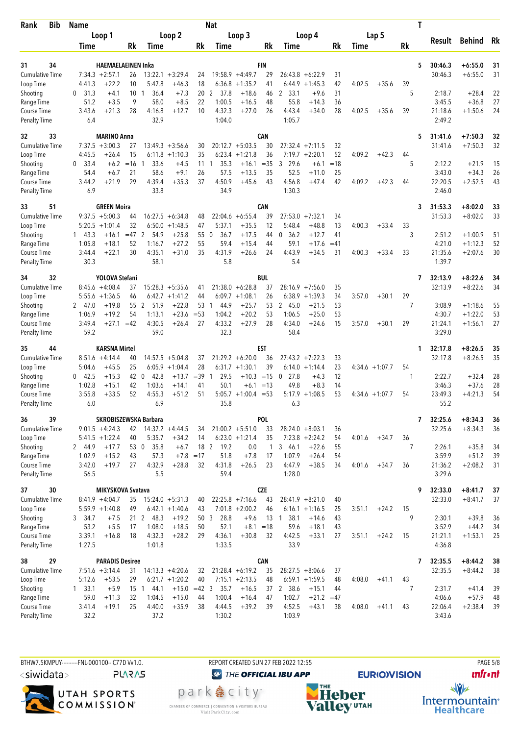| Rank | Bib | Name | | | | Nat | | | | | | | | | T | Result | Behind | Rk |
|---|---|---|---|---|---|---|---|---|---|---|---|---|---|---|---|---|---|---|
| | | Loop 1 | | | Loop 2 | | Loop 3 | | | Loop 4 | | | Lap 5 | | | | | |
| | | Time | | Rk | Time | Rk | Time | | Rk | Time | | Rk | Time | Rk | | | | |
| 31 | 34 | HAEMAELAEINEN Inka | | | | FIN | | | | | | | | | 5 | 30:46.3 | +6:55.0 | 31 |
| Cumulative Time | | 7:34.3 | +2:57.1 | 26 | 13:22.1 +3:29.4 | 24 | 19:58.9 | +4:49.7 | 29 | 26:43.8 | +6:22.9 | 31 | | | | 30:46.3 | +6:55.0 | 31 |
| Loop Time | | 4:41.3 | +22.2 | 10 | 5:47.8 +46.3 | 18 | 6:36.8 | +1:35.2 | 41 | 6:44.9 | +1:45.3 | 42 | 4:02.5 +35.6 | 39 | | | | |
| Shooting | | 0 31.3 | +4.1 | 10 | 1 36.4 +7.3 | 20 | 2 37.8 | +18.6 | 46 | 2 33.1 | +9.6 | 31 | | | 5 | 2:18.7 | +28.4 | 22 |
| Range Time | | 51.2 | +3.5 | 9 | 58.0 +8.5 | 22 | 1:00.5 | +16.5 | 48 | 55.8 | +14.3 | 36 | | | | 3:45.5 | +36.8 | 27 |
| Course Time | | 3:43.6 | +21.3 | 28 | 4:16.8 +12.7 | 10 | 4:32.3 | +27.0 | 26 | 4:43.4 | +34.0 | 28 | 4:02.5 +35.6 | 39 | | 21:18.6 | +1:50.6 | 24 |
| Penalty Time | | 6.4 | | | 32.9 | | 1:04.0 | | | 1:05.7 | | | | | | 2:49.2 | | |
| 32 | 33 | MARINO Anna | | | | CAN | | | | | | | | | 5 | 31:41.6 | +7:50.3 | 32 |
| Cumulative Time | | 7:37.5 | +3:00.3 | 27 | 13:49.3 +3:56.6 | 30 | 20:12.7 | +5:03.5 | 30 | 27:32.4 | +7:11.5 | 32 | | | | 31:41.6 | +7:50.3 | 32 |
| Loop Time | | 4:45.5 | +26.4 | 15 | 6:11.8 +1:10.3 | 35 | 6:23.4 | +1:21.8 | 36 | 7:19.7 | +2:20.1 | 52 | 4:09.2 +42.3 | 44 | | | | |
| Shooting | | 0 33.4 | +6.2 | =16 | 1 33.6 +4.5 | 11 | 1 35.3 | +16.1 | =35 | 3 29.6 | +6.1 | =18 | | | 5 | 2:12.2 | +21.9 | 15 |
| Range Time | | 54.4 | +6.7 | 21 | 58.6 +9.1 | 26 | 57.5 | +13.5 | 35 | 52.5 | +11.0 | 25 | | | | 3:43.0 | +34.3 | 26 |
| Course Time | | 3:44.2 | +21.9 | 29 | 4:39.4 +35.3 | 37 | 4:50.9 | +45.6 | 43 | 4:56.8 | +47.4 | 42 | 4:09.2 +42.3 | 44 | | 22:20.5 | +2:52.5 | 43 |
| Penalty Time | | 6.9 | | | 33.8 | | 34.9 | | | 1:30.3 | | | | | | 2:46.0 | | |
| 33 | 51 | GREEN Moira | | | | CAN | | | | | | | | | 3 | 31:53.3 | +8:02.0 | 33 |
| Cumulative Time | | 9:37.5 | +5:00.3 | 44 | 16:27.5 +6:34.8 | 48 | 22:04.6 | +6:55.4 | 39 | 27:53.0 | +7:32.1 | 34 | | | | 31:53.3 | +8:02.0 | 33 |
| Loop Time | | 5:20.5 | +1:01.4 | 32 | 6:50.0 +1:48.5 | 47 | 5:37.1 | +35.5 | 12 | 5:48.4 | +48.8 | 13 | 4:00.3 +33.4 | 33 | | | | |
| Shooting | | 1 43.3 | +16.1 | =47 | 2 54.9 +25.8 | 55 | 0 36.7 | +17.5 | 44 | 0 36.2 | +12.7 | 41 | | | 3 | 2:51.2 | +1:00.9 | 51 |
| Range Time | | 1:05.8 | +18.1 | 52 | 1:16.7 +27.2 | 55 | 59.4 | +15.4 | 44 | 59.1 | +17.6 | =41 | | | | 4:21.0 | +1:12.3 | 52 |
| Course Time | | 3:44.4 | +22.1 | 30 | 4:35.1 +31.0 | 35 | 4:31.9 | +26.6 | 24 | 4:43.9 | +34.5 | 31 | 4:00.3 +33.4 | 33 | | 21:35.6 | +2:07.6 | 30 |
| Penalty Time | | 30.3 | | | 58.1 | | 5.8 | | | 5.4 | | | | | | 1:39.7 | | |
| 34 | 32 | YOLOVA Stefani | | | | BUL | | | | | | | | | 7 | 32:13.9 | +8:22.6 | 34 |
| Cumulative Time | | 8:45.6 | +4:08.4 | 37 | 15:28.3 +5:35.6 | 41 | 21:38.0 | +6:28.8 | 37 | 28:16.9 | +7:56.0 | 35 | | | | 32:13.9 | +8:22.6 | 34 |
| Loop Time | | 5:55.6 | +1:36.5 | 46 | 6:42.7 +1:41.2 | 44 | 6:09.7 | +1:08.1 | 26 | 6:38.9 | +1:39.3 | 34 | 3:57.0 +30.1 | 29 | | | | |
| Shooting | | 2 47.0 | +19.8 | 55 | 2 51.9 +22.8 | 53 | 1 44.9 | +25.7 | 53 | 2 45.0 | +21.5 | 53 | | | 7 | 3:08.9 | +1:18.6 | 55 |
| Range Time | | 1:06.9 | +19.2 | 54 | 1:13.1 +23.6 | =53 | 1:04.2 | +20.2 | 53 | 1:06.5 | +25.0 | 53 | | | | 4:30.7 | +1:22.0 | 53 |
| Course Time | | 3:49.4 | +27.1 | =42 | 4:30.5 +26.4 | 27 | 4:33.2 | +27.9 | 28 | 4:34.0 | +24.6 | 15 | 3:57.0 +30.1 | 29 | | 21:24.1 | +1:56.1 | 27 |
| Penalty Time | | 59.2 | | | 59.0 | | 32.3 | | | 58.4 | | | | | | 3:29.0 | | |
| 35 | 44 | KARSNA Mirtel | | | | EST | | | | | | | | | 1 | 32:17.8 | +8:26.5 | 35 |
| Cumulative Time | | 8:51.6 | +4:14.4 | 40 | 14:57.5 +5:04.8 | 37 | 21:29.2 | +6:20.0 | 36 | 27:43.2 | +7:22.3 | 33 | | | | 32:17.8 | +8:26.5 | 35 |
| Loop Time | | 5:04.6 | +45.5 | 25 | 6:05.9 +1:04.4 | 28 | 6:31.7 | +1:30.1 | 39 | 6:14.0 | +1:14.4 | 23 | 4:34.6 +1:07.7 | 54 | | | | |
| Shooting | | 0 42.5 | +15.3 | 42 | 0 42.8 +13.7 | =39 | 1 29.5 | +10.3 | =15 | 0 27.8 | +4.3 | 12 | | | 1 | 2:22.7 | +32.4 | 28 |
| Range Time | | 1:02.8 | +15.1 | 42 | 1:03.6 +14.1 | 41 | 50.1 | +6.1 | =13 | 49.8 | +8.3 | 14 | | | | 3:46.3 | +37.6 | 28 |
| Course Time | | 3:55.8 | +33.5 | 52 | 4:55.3 +51.2 | 51 | 5:05.7 | +1:00.4 | =53 | 5:17.9 | +1:08.5 | 53 | 4:34.6 +1:07.7 | 54 | | 23:49.3 | +4:21.3 | 54 |
| Penalty Time | | 6.0 | | | 6.9 | | 35.8 | | | 6.3 | | | | | | 55.2 | | |
| 36 | 39 | SKROBISZEWSKA Barbara | | | | POL | | | | | | | | | 7 | 32:25.6 | +8:34.3 | 36 |
| Cumulative Time | | 9:01.5 | +4:24.3 | 42 | 14:37.2 +4:44.5 | 34 | 21:00.2 | +5:51.0 | 33 | 28:24.0 | +8:03.1 | 36 | | | | 32:25.6 | +8:34.3 | 36 |
| Loop Time | | 5:41.5 | +1:22.4 | 40 | 5:35.7 +34.2 | 14 | 6:23.0 | +1:21.4 | 35 | 7:23.8 | +2:24.2 | 54 | 4:01.6 +34.7 | 36 | | | | |
| Shooting | | 2 44.9 | +17.7 | 53 | 0 35.8 +6.7 | 18 | 2 19.2 | 0.0 | 1 | 3 46.1 | +22.6 | 55 | | | 7 | 2:26.1 | +35.8 | 34 |
| Range Time | | 1:02.9 | +15.2 | 43 | 57.3 +7.8 | =17 | 51.8 | +7.8 | 17 | 1:07.9 | +26.4 | 54 | | | | 3:59.9 | +51.2 | 39 |
| Course Time | | 3:42.0 | +19.7 | 27 | 4:32.9 +28.8 | 32 | 4:31.8 | +26.5 | 23 | 4:47.9 | +38.5 | 34 | 4:01.6 +34.7 | 36 | | 21:36.2 | +2:08.2 | 31 |
| Penalty Time | | 56.5 | | | 5.5 | | 59.4 | | | 1:28.0 | | | | | | 3:29.6 | | |
| 37 | 30 | MIKYSKOVA Svatava | | | | CZE | | | | | | | | | 9 | 32:33.0 | +8:41.7 | 37 |
| Cumulative Time | | 8:41.9 | +4:04.7 | 35 | 15:24.0 +5:31.3 | 40 | 22:25.8 | +7:16.6 | 43 | 28:41.9 | +8:21.0 | 40 | | | | 32:33.0 | +8:41.7 | 37 |
| Loop Time | | 5:59.9 | +1:40.8 | 49 | 6:42.1 +1:40.6 | 43 | 7:01.8 | +2:00.2 | 46 | 6:16.1 | +1:16.5 | 25 | 3:51.1 +24.2 | 15 | | | | |
| Shooting | | 3 34.7 | +7.5 | 21 | 2 48.3 +19.2 | 50 | 3 28.8 | +9.6 | 13 | 1 38.1 | +14.6 | 43 | | | 9 | 2:30.1 | +39.8 | 36 |
| Range Time | | 53.2 | +5.5 | 17 | 1:08.0 +18.5 | 50 | 52.1 | +8.1 | =18 | 59.6 | +18.1 | 43 | | | | 3:52.9 | +44.2 | 34 |
| Course Time | | 3:39.1 | +16.8 | 18 | 4:32.3 +28.2 | 29 | 4:36.1 | +30.8 | 32 | 4:42.5 | +33.1 | 27 | 3:51.1 +24.2 | 15 | | 21:21.1 | +1:53.1 | 25 |
| Penalty Time | | 1:27.5 | | | 1:01.8 | | 1:33.5 | | | 33.9 | | | | | | 4:36.8 | | |
| 38 | 29 | PARADIS Desiree | | | | CAN | | | | | | | | | 7 | 32:35.5 | +8:44.2 | 38 |
| Cumulative Time | | 7:51.6 | +3:14.4 | 31 | 14:13.3 +4:20.6 | 32 | 21:28.4 | +6:19.2 | 35 | 28:27.5 | +8:06.6 | 37 | | | | 32:35.5 | +8:44.2 | 38 |
| Loop Time | | 5:12.6 | +53.5 | 29 | 6:21.7 +1:20.2 | 40 | 7:15.1 | +2:13.5 | 48 | 6:59.1 | +1:59.5 | 48 | 4:08.0 +41.1 | 43 | | | | |
| Shooting | | 1 33.1 | +5.9 | 15 | 1 44.1 +15.0 | =42 | 3 35.7 | +16.5 | 37 | 2 38.6 | +15.1 | 44 | | | 7 | 2:31.7 | +41.4 | 39 |
| Range Time | | 59.0 | +11.3 | 32 | 1:04.5 +15.0 | 44 | 1:00.4 | +16.4 | 47 | 1:02.7 | +21.2 | =47 | | | | 4:06.6 | +57.9 | 48 |
| Course Time | | 3:41.4 | +19.1 | 25 | 4:40.0 +35.9 | 38 | 4:44.5 | +39.2 | 39 | 4:52.5 | +43.1 | 38 | 4:08.0 +41.1 | 43 | | 22:06.4 | +2:38.4 | 39 |
| Penalty Time | | 32.2 | | | 37.2 | | 1:30.2 | | | 1:03.9 | | | | | | 3:43.6 | | |

BTHW7.5KMPUY---------FNL-000100-- C77D Vv1.0. REPORT CREATED SUN 27 FEB 2022 12:55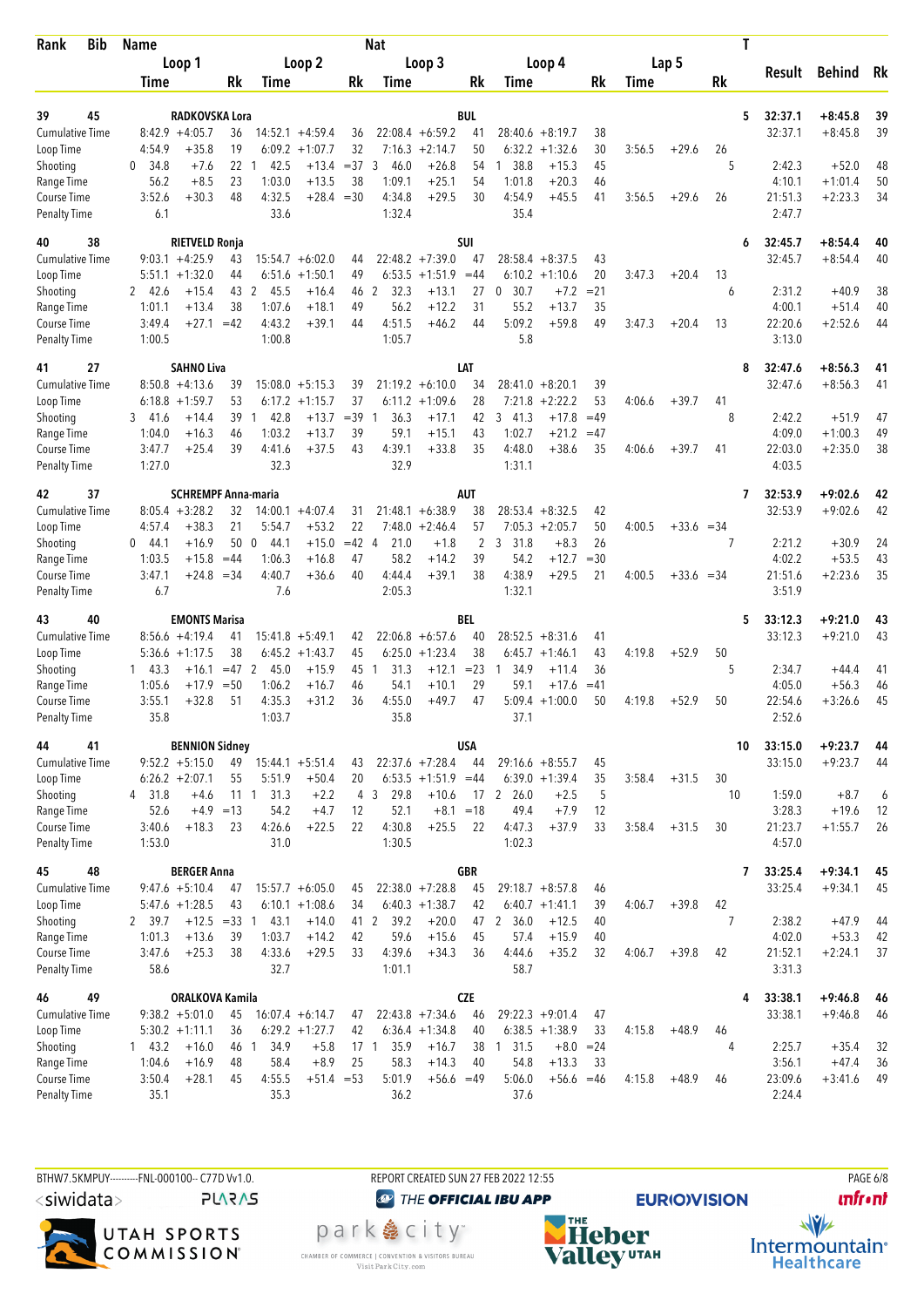| Rank | Bib | Name | | | | | | Nat | | | | | | | | T | Result | Behind | Rk |
|---|---|---|---|---|---|---|---|---|---|---|---|---|---|---|---|---|---|---|---|
| | | Loop 1 | | | Loop 2 | | | Loop 3 | | | Loop 4 | | | Lap 5 | | | | | |
| | | Time | | Rk | Time | | Rk | Time | | Rk | Time | | Rk | Time | | Rk | | | |
| 39 | 45 | RADKOVSKA Lora | | | | | | BUL | | | | | | | | 5 | 32:37.1 | +8:45.8 | 39 |
| Cumulative Time | | 8:42.9 | +4:05.7 | 36 | 14:52.1 | +4:59.4 | 36 | 22:08.4 | +6:59.2 | 41 | 28:40.6 | +8:19.7 | 38 | | | | 32:37.1 | +8:45.8 | 39 |
| Loop Time | | 4:54.9 | +35.8 | 19 | 6:09.2 | +1:07.7 | 32 | 7:16.3 | +2:14.7 | 50 | 6:32.2 | +1:32.6 | 30 | 3:56.5 | +29.6 | 26 | | | |
| Shooting | | 0 34.8 | +7.6 | 22 | 1 42.5 | +13.4 | =37 | 3 46.0 | +26.8 | 54 | 1 38.8 | +15.3 | 45 | | | 5 | 2:42.3 | +52.0 | 48 |
| Range Time | | 56.2 | +8.5 | 23 | 1:03.0 | +13.5 | 38 | 1:09.1 | +25.1 | 54 | 1:01.8 | +20.3 | 46 | | | | 4:10.1 | +1:01.4 | 50 |
| Course Time | | 3:52.6 | +30.3 | 48 | 4:32.5 | +28.4 | =30 | 4:34.8 | +29.5 | 30 | 4:54.9 | +45.5 | 41 | 3:56.5 | +29.6 | 26 | 21:51.3 | +2:23.3 | 34 |
| Penalty Time | | 6.1 | | | 33.6 | | | 1:32.4 | | | 35.4 | | | | | | 2:47.7 | | |
| 40 | 38 | RIETVELD Ronja | | | | | | SUI | | | | | | | | 6 | 32:45.7 | +8:54.4 | 40 |
| Cumulative Time | | 9:03.1 | +4:25.9 | 43 | 15:54.7 | +6:02.0 | 44 | 22:48.2 | +7:39.0 | 47 | 28:58.4 | +8:37.5 | 43 | | | | 32:45.7 | +8:54.4 | 40 |
| Loop Time | | 5:51.1 | +1:32.0 | 44 | 6:51.6 | +1:50.1 | 49 | 6:53.5 | +1:51.9 | =44 | 6:10.2 | +1:10.6 | 20 | 3:47.3 | +20.4 | 13 | | | |
| Shooting | | 2 42.6 | +15.4 | 43 | 2 45.5 | +16.4 | 46 | 2 32.3 | +13.1 | 27 | 0 30.7 | +7.2 | =21 | | | 6 | 2:31.2 | +40.9 | 38 |
| Range Time | | 1:01.1 | +13.4 | 38 | 1:07.6 | +18.1 | 49 | 56.2 | +12.2 | 31 | 55.2 | +13.7 | 35 | | | | 4:00.1 | +51.4 | 40 |
| Course Time | | 3:49.4 | +27.1 | =42 | 4:43.2 | +39.1 | 44 | 4:51.5 | +46.2 | 44 | 5:09.2 | +59.8 | 49 | 3:47.3 | +20.4 | 13 | 22:20.6 | +2:52.6 | 44 |
| Penalty Time | | 1:00.5 | | | 1:00.8 | | | 1:05.7 | | | 5.8 | | | | | | 3:13.0 | | |
| 41 | 27 | SAHNO Liva | | | | | | LAT | | | | | | | | 8 | 32:47.6 | +8:56.3 | 41 |
| Cumulative Time | | 8:50.8 | +4:13.6 | 39 | 15:08.0 | +5:15.3 | 39 | 21:19.2 | +6:10.0 | 34 | 28:41.0 | +8:20.1 | 39 | | | | 32:47.6 | +8:56.3 | 41 |
| Loop Time | | 6:18.8 | +1:59.7 | 53 | 6:17.2 | +1:15.7 | 37 | 6:11.2 | +1:09.6 | 28 | 7:21.8 | +2:22.2 | 53 | 4:06.6 | +39.7 | 41 | | | |
| Shooting | | 3 41.6 | +14.4 | 39 | 1 42.8 | +13.7 | =39 | 1 36.3 | +17.1 | 42 | 3 41.3 | +17.8 | =49 | | | 8 | 2:42.2 | +51.9 | 47 |
| Range Time | | 1:04.0 | +16.3 | 46 | 1:03.2 | +13.7 | 39 | 59.1 | +15.1 | 43 | 1:02.7 | +21.2 | =47 | | | | 4:09.0 | +1:00.3 | 49 |
| Course Time | | 3:47.7 | +25.4 | 39 | 4:41.6 | +37.5 | 43 | 4:39.1 | +33.8 | 35 | 4:48.0 | +38.6 | 35 | 4:06.6 | +39.7 | 41 | 22:03.0 | +2:35.0 | 38 |
| Penalty Time | | 1:27.0 | | | 32.3 | | | 32.9 | | | 1:31.1 | | | | | | 4:03.5 | | |
| 42 | 37 | SCHREMPF Anna-maria | | | | | | AUT | | | | | | | | 7 | 32:53.9 | +9:02.6 | 42 |
| Cumulative Time | | 8:05.4 | +3:28.2 | 32 | 14:00.1 | +4:07.4 | 31 | 21:48.1 | +6:38.9 | 38 | 28:53.4 | +8:32.5 | 42 | | | | 32:53.9 | +9:02.6 | 42 |
| Loop Time | | 4:57.4 | +38.3 | 21 | 5:54.7 | +53.2 | 22 | 7:48.0 | +2:46.4 | 57 | 7:05.3 | +2:05.7 | 50 | 4:00.5 | +33.6 | =34 | | | |
| Shooting | | 0 44.1 | +16.9 | 50 | 0 44.1 | +15.0 | =42 | 4 21.0 | +1.8 | 2 | 3 31.8 | +8.3 | 26 | | | 7 | 2:21.2 | +30.9 | 24 |
| Range Time | | 1:03.5 | +15.8 | =44 | 1:06.3 | +16.8 | 47 | 58.2 | +14.2 | 39 | 54.2 | +12.7 | =30 | | | | 4:02.2 | +53.5 | 43 |
| Course Time | | 3:47.1 | +24.8 | =34 | 4:40.7 | +36.6 | 40 | 4:44.4 | +39.1 | 38 | 4:38.9 | +29.5 | 21 | 4:00.5 | +33.6 | =34 | 21:51.6 | +2:23.6 | 35 |
| Penalty Time | | 6.7 | | | 7.6 | | | 2:05.3 | | | 1:32.1 | | | | | | 3:51.9 | | |
| 43 | 40 | EMONTS Marisa | | | | | | BEL | | | | | | | | 5 | 33:12.3 | +9:21.0 | 43 |
| Cumulative Time | | 8:56.6 | +4:19.4 | 41 | 15:41.8 | +5:49.1 | 42 | 22:06.8 | +6:57.6 | 40 | 28:52.5 | +8:31.6 | 41 | | | | 33:12.3 | +9:21.0 | 43 |
| Loop Time | | 5:36.6 | +1:17.5 | 38 | 6:45.2 | +1:43.7 | 45 | 6:25.0 | +1:23.4 | 38 | 6:45.7 | +1:46.1 | 43 | 4:19.8 | +52.9 | 50 | | | |
| Shooting | | 1 43.3 | +16.1 | =47 | 2 45.0 | +15.9 | 45 | 1 31.3 | +12.1 | =23 | 1 34.9 | +11.4 | 36 | | | 5 | 2:34.7 | +44.4 | 41 |
| Range Time | | 1:05.6 | +17.9 | =50 | 1:06.2 | +16.7 | 46 | 54.1 | +10.1 | 29 | 59.1 | +17.6 | =41 | | | | 4:05.0 | +56.3 | 46 |
| Course Time | | 3:55.1 | +32.8 | 51 | 4:35.3 | +31.2 | 36 | 4:55.0 | +49.7 | 47 | 5:09.4 | +1:00.0 | 50 | 4:19.8 | +52.9 | 50 | 22:54.6 | +3:26.6 | 45 |
| Penalty Time | | 35.8 | | | 1:03.7 | | | 35.8 | | | 37.1 | | | | | | 2:52.6 | | |
| 44 | 41 | BENNION Sidney | | | | | | USA | | | | | | | | 10 | 33:15.0 | +9:23.7 | 44 |
| Cumulative Time | | 9:52.2 | +5:15.0 | 49 | 15:44.1 | +5:51.4 | 43 | 22:37.6 | +7:28.4 | 44 | 29:16.6 | +8:55.7 | 45 | | | | 33:15.0 | +9:23.7 | 44 |
| Loop Time | | 6:26.2 | +2:07.1 | 55 | 5:51.9 | +50.4 | 20 | 6:53.5 | +1:51.9 | =44 | 6:39.0 | +1:39.4 | 35 | 3:58.4 | +31.5 | 30 | | | |
| Shooting | | 4 31.8 | +4.6 | 11 | 1 31.3 | +2.2 | 4 | 3 29.8 | +10.6 | 17 | 2 26.0 | +2.5 | 5 | | | 10 | 1:59.0 | +8.7 | 6 |
| Range Time | | 52.6 | +4.9 | =13 | 54.2 | +4.7 | 12 | 52.1 | +8.1 | =18 | 49.4 | +7.9 | 12 | | | | 3:28.3 | +19.6 | 12 |
| Course Time | | 3:40.6 | +18.3 | 23 | 4:26.6 | +22.5 | 22 | 4:30.8 | +25.5 | 22 | 4:47.3 | +37.9 | 33 | 3:58.4 | +31.5 | 30 | 21:23.7 | +1:55.7 | 26 |
| Penalty Time | | 1:53.0 | | | 31.0 | | | 1:30.5 | | | 1:02.3 | | | | | | 4:57.0 | | |
| 45 | 48 | BERGER Anna | | | | | | GBR | | | | | | | | 7 | 33:25.4 | +9:34.1 | 45 |
| Cumulative Time | | 9:47.6 | +5:10.4 | 47 | 15:57.7 | +6:05.0 | 45 | 22:38.0 | +7:28.8 | 45 | 29:18.7 | +8:57.8 | 46 | | | | 33:25.4 | +9:34.1 | 45 |
| Loop Time | | 5:47.6 | +1:28.5 | 43 | 6:10.1 | +1:08.6 | 34 | 6:40.3 | +1:38.7 | 42 | 6:40.7 | +1:41.1 | 39 | 4:06.7 | +39.8 | 42 | | | |
| Shooting | | 2 39.7 | +12.5 | =33 | 1 43.1 | +14.0 | 41 | 2 39.2 | +20.0 | 47 | 2 36.0 | +12.5 | 40 | | | 7 | 2:38.2 | +47.9 | 44 |
| Range Time | | 1:01.3 | +13.6 | 39 | 1:03.7 | +14.2 | 42 | 59.6 | +15.6 | 45 | 57.4 | +15.9 | 40 | | | | 4:02.0 | +53.3 | 42 |
| Course Time | | 3:47.6 | +25.3 | 38 | 4:33.6 | +29.5 | 33 | 4:39.6 | +34.3 | 36 | 4:44.6 | +35.2 | 32 | 4:06.7 | +39.8 | 42 | 21:52.1 | +2:24.1 | 37 |
| Penalty Time | | 58.6 | | | 32.7 | | | 1:01.1 | | | 58.7 | | | | | | 3:31.3 | | |
| 46 | 49 | ORALKOVA Kamila | | | | | | CZE | | | | | | | | 4 | 33:38.1 | +9:46.8 | 46 |
| Cumulative Time | | 9:38.2 | +5:01.0 | 45 | 16:07.4 | +6:14.7 | 47 | 22:43.8 | +7:34.6 | 46 | 29:22.3 | +9:01.4 | 47 | | | | 33:38.1 | +9:46.8 | 46 |
| Loop Time | | 5:30.2 | +1:11.1 | 36 | 6:29.2 | +1:27.7 | 42 | 6:36.4 | +1:34.8 | 40 | 6:38.5 | +1:38.9 | 33 | 4:15.8 | +48.9 | 46 | | | |
| Shooting | | 1 43.2 | +16.0 | 46 | 1 34.9 | +5.8 | 17 | 1 35.9 | +16.7 | 38 | 1 31.5 | +8.0 | =24 | | | 4 | 2:25.7 | +35.4 | 32 |
| Range Time | | 1:04.6 | +16.9 | 48 | 58.4 | +8.9 | 25 | 58.3 | +14.3 | 40 | 54.8 | +13.3 | 33 | | | | 3:56.1 | +47.4 | 36 |
| Course Time | | 3:50.4 | +28.1 | 45 | 4:55.5 | +51.4 | =53 | 5:01.9 | +56.6 | =49 | 5:06.0 | +56.6 | =46 | 4:15.8 | +48.9 | 46 | 23:09.6 | +3:41.6 | 49 |
| Penalty Time | | 35.1 | | | 35.3 | | | 36.2 | | | 37.6 | | | | | | 2:24.4 | | |

BTHW7.5KMPUY---------FNL-000100-- C77D Vv1.0. REPORT CREATED SUN 27 FEB 2022 12:55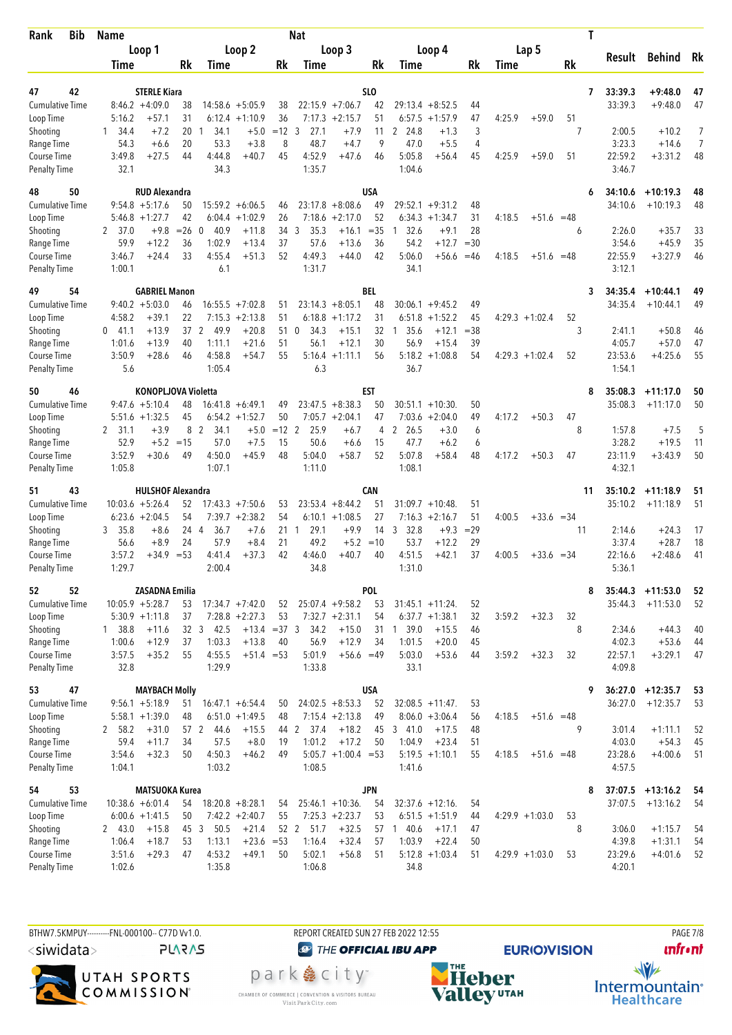| Rank | Bib | Name | | | | | Nat | | | | | | | | | T | Result | Behind | Rk |
|---|---|---|---|---|---|---|---|---|---|---|---|---|---|---|---|---|---|---|---|
| | | Loop 1 | | | Loop 2 | | | Loop 3 | | | Loop 4 | | | Lap 5 | | | | | |
| | | Time | | Rk | Time | | Rk | Time | | Rk | Time | | Rk | Time | | Rk | | | |
| 47 | 42 | STERLE Kiara | | | | | SLO | | | | | | | | | 7 | 33:39.3 | +9:48.0 | 47 |
| Cumulative Time | | 8:46.2 | +4:09.0 | 38 | 14:58.6 | +5:05.9 | 38 | 22:15.9 | +7:06.7 | 42 | 29:13.4 | +8:52.5 | 44 | | | | 33:39.3 | +9:48.0 | 47 |
| Loop Time | | 5:16.2 | +57.1 | 31 | 6:12.4 | +1:10.9 | 36 | 7:17.3 | +2:15.7 | 51 | 6:57.5 | +1:57.9 | 47 | 4:25.9 | +59.0 | 51 | | | |
| Shooting | | 1 34.4 | +7.2 | 20 | 1 34.1 | +5.0 | =12 | 3 27.1 | +7.9 | 11 | 2 24.8 | +1.3 | 3 | | | 7 | 2:00.5 | +10.2 | 7 |
| Range Time | | 54.3 | +6.6 | 20 | 53.3 | +3.8 | 8 | 48.7 | +4.7 | 9 | 47.0 | +5.5 | 4 | | | | 3:23.3 | +14.6 | 7 |
| Course Time | | 3:49.8 | +27.5 | 44 | 4:44.8 | +40.7 | 45 | 4:52.9 | +47.6 | 46 | 5:05.8 | +56.4 | 45 | 4:25.9 | +59.0 | 51 | 22:59.2 | +3:31.2 | 48 |
| Penalty Time | | 32.1 | | | 34.3 | | | 1:35.7 | | | 1:04.6 | | | | | | 3:46.7 | | |
| 48 | 50 | RUD Alexandra | | | | | USA | | | | | | | | | 6 | 34:10.6 | +10:19.3 | 48 |
| Cumulative Time | | 9:54.8 | +5:17.6 | 50 | 15:59.2 | +6:06.5 | 46 | 23:17.8 | +8:08.6 | 49 | 29:52.1 | +9:31.2 | 48 | | | | 34:10.6 | +10:19.3 | 48 |
| Loop Time | | 5:46.8 | +1:27.7 | 42 | 6:04.4 | +1:02.9 | 26 | 7:18.6 | +2:17.0 | 52 | 6:34.3 | +1:34.7 | 31 | 4:18.5 | +51.6 | =48 | | | |
| Shooting | | 2 37.0 | +9.8 | =26 | 0 40.9 | +11.8 | 34 | 3 35.3 | +16.1 | =35 | 1 32.6 | +9.1 | 28 | | | 6 | 2:26.0 | +35.7 | 33 |
| Range Time | | 59.9 | +12.2 | 36 | 1:02.9 | +13.4 | 37 | 57.6 | +13.6 | 36 | 54.2 | +12.7 | =30 | | | | 3:54.6 | +45.9 | 35 |
| Course Time | | 3:46.7 | +24.4 | 33 | 4:55.4 | +51.3 | 52 | 4:49.3 | +44.0 | 42 | 5:06.0 | +56.6 | =46 | 4:18.5 | +51.6 | =48 | 22:55.9 | +3:27.9 | 46 |
| Penalty Time | | 1:00.1 | | | 6.1 | | | 1:31.7 | | | 34.1 | | | | | | 3:12.1 | | |
| 49 | 54 | GABRIEL Manon | | | | | BEL | | | | | | | | | 3 | 34:35.4 | +10:44.1 | 49 |
| Cumulative Time | | 9:40.2 | +5:03.0 | 46 | 16:55.5 | +7:02.8 | 51 | 23:14.3 | +8:05.1 | 48 | 30:06.1 | +9:45.2 | 49 | | | | 34:35.4 | +10:44.1 | 49 |
| Loop Time | | 4:58.2 | +39.1 | 22 | 7:15.3 | +2:13.8 | 51 | 6:18.8 | +1:17.2 | 31 | 6:51.8 | +1:52.2 | 45 | 4:29.3 | +1:02.4 | 52 | | | |
| Shooting | | 0 41.1 | +13.9 | 37 | 2 49.9 | +20.8 | 51 | 0 34.3 | +15.1 | 32 | 1 35.6 | +12.1 | =38 | | | 3 | 2:41.1 | +50.8 | 46 |
| Range Time | | 1:01.6 | +13.9 | 40 | 1:11.1 | +21.6 | 51 | 56.1 | +12.1 | 30 | 56.9 | +15.4 | 39 | | | | 4:05.7 | +57.0 | 47 |
| Course Time | | 3:50.9 | +28.6 | 46 | 4:58.8 | +54.7 | 55 | 5:16.4 | +1:11.1 | 56 | 5:18.2 | +1:08.8 | 54 | 4:29.3 | +1:02.4 | 52 | 23:53.6 | +4:25.6 | 55 |
| Penalty Time | | 5.6 | | | 1:05.4 | | | 6.3 | | | 36.7 | | | | | | 1:54.1 | | |
| 50 | 46 | KONOPLJOVA Violetta | | | | | EST | | | | | | | | | 8 | 35:08.3 | +11:17.0 | 50 |
| Cumulative Time | | 9:47.6 | +5:10.4 | 48 | 16:41.8 | +6:49.1 | 49 | 23:47.5 | +8:38.3 | 50 | 30:51.1 | +10:30. | 50 | | | | 35:08.3 | +11:17.0 | 50 |
| Loop Time | | 5:51.6 | +1:32.5 | 45 | 6:54.2 | +1:52.7 | 50 | 7:05.7 | +2:04.1 | 47 | 7:03.6 | +2:04.0 | 49 | 4:17.2 | +50.3 | 47 | | | |
| Shooting | | 2 31.1 | +3.9 | 8 | 2 34.1 | +5.0 | =12 | 2 25.9 | +6.7 | 4 | 2 26.5 | +3.0 | 6 | | | 8 | 1:57.8 | +7.5 | 5 |
| Range Time | | 52.9 | +5.2 | =15 | 57.0 | +7.5 | 15 | 50.6 | +6.6 | 15 | 47.7 | +6.2 | 6 | | | | 3:28.2 | +19.5 | 11 |
| Course Time | | 3:52.9 | +30.6 | 49 | 4:50.0 | +45.9 | 48 | 5:04.0 | +58.7 | 52 | 5:07.8 | +58.4 | 48 | 4:17.2 | +50.3 | 47 | 23:11.9 | +3:43.9 | 50 |
| Penalty Time | | 1:05.8 | | | 1:07.1 | | | 1:11.0 | | | 1:08.1 | | | | | | 4:32.1 | | |
| 51 | 43 | HULSHOF Alexandra | | | | | CAN | | | | | | | | | 11 | 35:10.2 | +11:18.9 | 51 |
| Cumulative Time | | 10:03.6 | +5:26.4 | 52 | 17:43.3 | +7:50.6 | 53 | 23:53.4 | +8:44.2 | 51 | 31:09.7 | +10:48. | 51 | | | | 35:10.2 | +11:18.9 | 51 |
| Loop Time | | 6:23.6 | +2:04.5 | 54 | 7:39.7 | +2:38.2 | 54 | 6:10.1 | +1:08.5 | 27 | 7:16.3 | +2:16.7 | 51 | 4:00.5 | +33.6 | =34 | | | |
| Shooting | | 3 35.8 | +8.6 | 24 | 4 36.7 | +7.6 | 21 | 1 29.1 | +9.9 | 14 | 3 32.8 | +9.3 | =29 | | | 11 | 2:14.6 | +24.3 | 17 |
| Range Time | | 56.6 | +8.9 | 24 | 57.9 | +8.4 | 21 | 49.2 | +5.2 | =10 | 53.7 | +12.2 | 29 | | | | 3:37.4 | +28.7 | 18 |
| Course Time | | 3:57.2 | +34.9 | =53 | 4:41.4 | +37.3 | 42 | 4:46.0 | +40.7 | 40 | 4:51.5 | +42.1 | 37 | 4:00.5 | +33.6 | =34 | 22:16.6 | +2:48.6 | 41 |
| Penalty Time | | 1:29.7 | | | 2:00.4 | | | 34.8 | | | 1:31.0 | | | | | | 5:36.1 | | |
| 52 | 52 | ZASADNA Emilia | | | | | POL | | | | | | | | | 8 | 35:44.3 | +11:53.0 | 52 |
| Cumulative Time | | 10:05.9 | +5:28.7 | 53 | 17:34.7 | +7:42.0 | 52 | 25:07.4 | +9:58.2 | 53 | 31:45.1 | +11:24. | 52 | | | | 35:44.3 | +11:53.0 | 52 |
| Loop Time | | 5:30.9 | +1:11.8 | 37 | 7:28.8 | +2:27.3 | 53 | 7:32.7 | +2:31.1 | 54 | 6:37.7 | +1:38.1 | 32 | 3:59.2 | +32.3 | 32 | | | |
| Shooting | | 1 38.8 | +11.6 | 32 | 3 42.5 | +13.4 | =37 | 3 34.2 | +15.0 | 31 | 1 39.0 | +15.5 | 46 | | | 8 | 2:34.6 | +44.3 | 40 |
| Range Time | | 1:00.6 | +12.9 | 37 | 1:03.3 | +13.8 | 40 | 56.9 | +12.9 | 34 | 1:01.5 | +20.0 | 45 | | | | 4:02.3 | +53.6 | 44 |
| Course Time | | 3:57.5 | +35.2 | 55 | 4:55.5 | +51.4 | =53 | 5:01.9 | +56.6 | =49 | 5:03.0 | +53.6 | 44 | 3:59.2 | +32.3 | 32 | 22:57.1 | +3:29.1 | 47 |
| Penalty Time | | 32.8 | | | 1:29.9 | | | 1:33.8 | | | 33.1 | | | | | | 4:09.8 | | |
| 53 | 47 | MAYBACH Molly | | | | | USA | | | | | | | | | 9 | 36:27.0 | +12:35.7 | 53 |
| Cumulative Time | | 9:56.1 | +5:18.9 | 51 | 16:47.1 | +6:54.4 | 50 | 24:02.5 | +8:53.3 | 52 | 32:08.5 | +11:47. | 53 | | | | 36:27.0 | +12:35.7 | 53 |
| Loop Time | | 5:58.1 | +1:39.0 | 48 | 6:51.0 | +1:49.5 | 48 | 7:15.4 | +2:13.8 | 49 | 8:06.0 | +3:06.4 | 56 | 4:18.5 | +51.6 | =48 | | | |
| Shooting | | 2 58.2 | +31.0 | 57 | 2 44.6 | +15.5 | 44 | 2 37.4 | +18.2 | 45 | 3 41.0 | +17.5 | 48 | | | 9 | 3:01.4 | +1:11.1 | 52 |
| Range Time | | 59.4 | +11.7 | 34 | 57.5 | +8.0 | 19 | 1:01.2 | +17.2 | 50 | 1:04.9 | +23.4 | 51 | | | | 4:03.0 | +54.3 | 45 |
| Course Time | | 3:54.6 | +32.3 | 50 | 4:50.3 | +46.2 | 49 | 5:05.7 | +1:00.4 | =53 | 5:19.5 | +1:10.1 | 55 | 4:18.5 | +51.6 | =48 | 23:28.6 | +4:00.6 | 51 |
| Penalty Time | | 1:04.1 | | | 1:03.2 | | | 1:08.5 | | | 1:41.6 | | | | | | 4:57.5 | | |
| 54 | 53 | MATSUOKA Kurea | | | | | JPN | | | | | | | | | 8 | 37:07.5 | +13:16.2 | 54 |
| Cumulative Time | | 10:38.6 | +6:01.4 | 54 | 18:20.8 | +8:28.1 | 54 | 25:46.1 | +10:36. | 54 | 32:37.6 | +12:16. | 54 | | | | 37:07.5 | +13:16.2 | 54 |
| Loop Time | | 6:00.6 | +1:41.5 | 50 | 7:42.2 | +2:40.7 | 55 | 7:25.3 | +2:23.7 | 53 | 6:51.5 | +1:51.9 | 44 | 4:29.9 | +1:03.0 | 53 | | | |
| Shooting | | 2 43.0 | +15.8 | 45 | 3 50.5 | +21.4 | 52 | 2 51.7 | +32.5 | 57 | 1 40.6 | +17.1 | 47 | | | 8 | 3:06.0 | +1:15.7 | 54 |
| Range Time | | 1:06.4 | +18.7 | 53 | 1:13.1 | +23.6 | =53 | 1:16.4 | +32.4 | 57 | 1:03.9 | +22.4 | 50 | | | | 4:39.8 | +1:31.1 | 54 |
| Course Time | | 3:51.6 | +29.3 | 47 | 4:53.2 | +49.1 | 50 | 5:02.1 | +56.8 | 51 | 5:12.8 | +1:03.4 | 51 | 4:29.9 | +1:03.0 | 53 | 23:29.6 | +4:01.6 | 52 |
| Penalty Time | | 1:02.6 | | | 1:35.8 | | | 1:06.8 | | | 34.8 | | | | | | 4:20.1 | | |

BTHW7.5KMPUY---------FNL-000100-- C77D Vv1.0. REPORT CREATED SUN 27 FEB 2022 12:55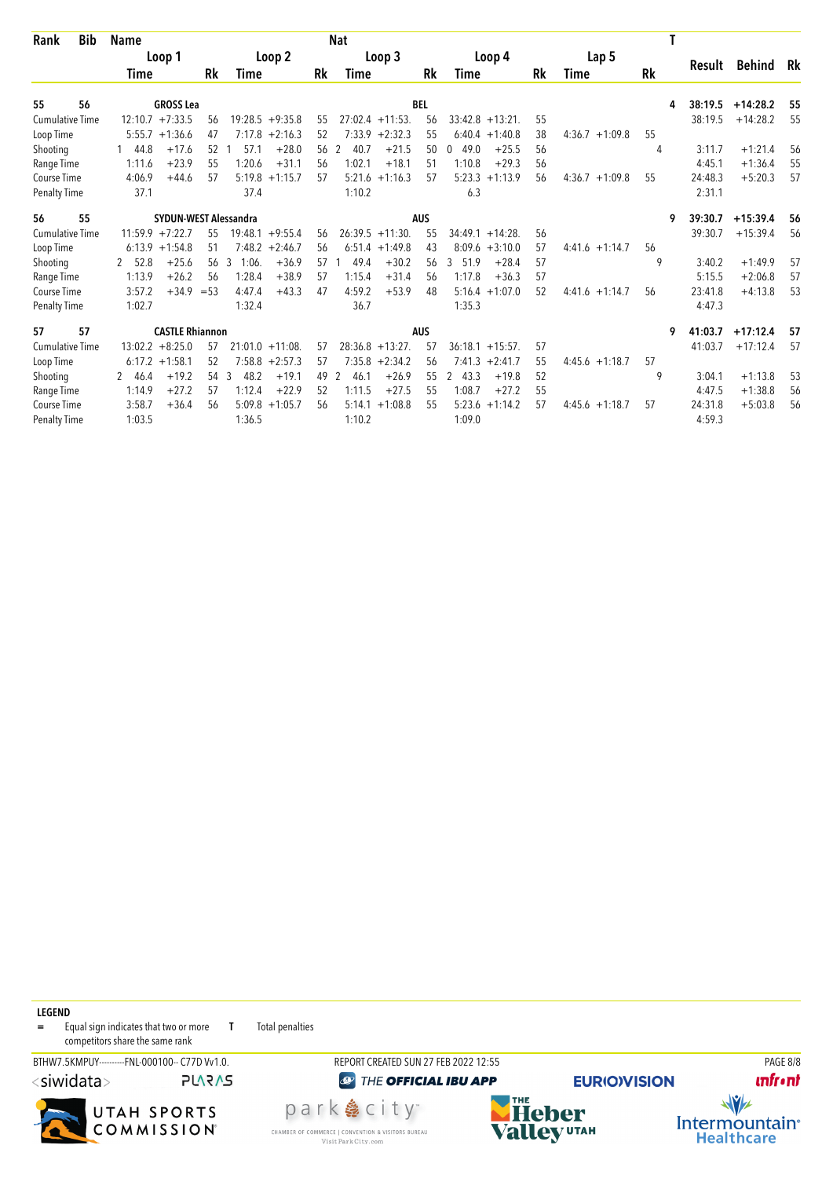| Rank | Bib | Name | | | | | | Nat | | | | | | | | T | Result | Behind | Rk |
|---|---|---|---|---|---|---|---|---|---|---|---|---|---|---|---|---|---|---|---|
| | | Loop 1 | | | Loop 2 | | | Loop 3 | | | Loop 4 | | | Lap 5 | | | | | |
| | | Time | | Rk | Time | | Rk | Time | | Rk | Time | | Rk | Time | Rk | | | | |
| 55 | 56 | GROSS Lea | | | | | | BEL | | | | | | | | 4 | 38:19.5 | +14:28.2 | 55 |
| Cumulative Time | | 12:10.7 | +7:33.5 | 56 | 19:28.5 | +9:35.8 | 55 | 27:02.4 | +11:53. | 56 | 33:42.8 | +13:21. | 55 | | | | 38:19.5 | +14:28.2 | 55 |
| Loop Time | | 5:55.7 | +1:36.6 | 47 | 7:17.8 | +2:16.3 | 52 | 7:33.9 | +2:32.3 | 55 | 6:40.4 | +1:40.8 | 38 | 4:36.7 +1:09.8 | 55 | | | | |
| Shooting | | 1 44.8 | +17.6 | 52 | 1 57.1 | +28.0 | 56 | 2 40.7 | +21.5 | 50 | 0 49.0 | +25.5 | 56 | | | 4 | 3:11.7 | +1:21.4 | 56 |
| Range Time | | 1:11.6 | +23.9 | 55 | 1:20.6 | +31.1 | 56 | 1:02.1 | +18.1 | 51 | 1:10.8 | +29.3 | 56 | | | | 4:45.1 | +1:36.4 | 55 |
| Course Time | | 4:06.9 | +44.6 | 57 | 5:19.8 | +1:15.7 | 57 | 5:21.6 | +1:16.3 | 57 | 5:23.3 | +1:13.9 | 56 | 4:36.7 +1:09.8 | 55 | | 24:48.3 | +5:20.3 | 57 |
| Penalty Time | | 37.1 | | | 37.4 | | | 1:10.2 | | | 6.3 | | | | | | 2:31.1 | | |
| 56 | 55 | SYDUN-WEST Alessandra | | | | | | AUS | | | | | | | | 9 | 39:30.7 | +15:39.4 | 56 |
| Cumulative Time | | 11:59.9 | +7:22.7 | 55 | 19:48.1 | +9:55.4 | 56 | 26:39.5 | +11:30. | 55 | 34:49.1 | +14:28. | 56 | | | | 39:30.7 | +15:39.4 | 56 |
| Loop Time | | 6:13.9 | +1:54.8 | 51 | 7:48.2 | +2:46.7 | 56 | 6:51.4 | +1:49.8 | 43 | 8:09.6 | +3:10.0 | 57 | 4:41.6 +1:14.7 | 56 | | | | |
| Shooting | | 2 52.8 | +25.6 | 56 | 3 1:06. | +36.9 | 57 | 1 49.4 | +30.2 | 56 | 3 51.9 | +28.4 | 57 | | | 9 | 3:40.2 | +1:49.9 | 57 |
| Range Time | | 1:13.9 | +26.2 | 56 | 1:28.4 | +38.9 | 57 | 1:15.4 | +31.4 | 56 | 1:17.8 | +36.3 | 57 | | | | 5:15.5 | +2:06.8 | 57 |
| Course Time | | 3:57.2 | +34.9 | =53 | 4:47.4 | +43.3 | 47 | 4:59.2 | +53.9 | 48 | 5:16.4 | +1:07.0 | 52 | 4:41.6 +1:14.7 | 56 | | 23:41.8 | +4:13.8 | 53 |
| Penalty Time | | 1:02.7 | | | 1:32.4 | | | 36.7 | | | 1:35.3 | | | | | | 4:47.3 | | |
| 57 | 57 | CASTLE Rhiannon | | | | | | AUS | | | | | | | | 9 | 41:03.7 | +17:12.4 | 57 |
| Cumulative Time | | 13:02.2 | +8:25.0 | 57 | 21:01.0 | +11:08. | 57 | 28:36.8 | +13:27. | 57 | 36:18.1 | +15:57. | 57 | | | | 41:03.7 | +17:12.4 | 57 |
| Loop Time | | 6:17.2 | +1:58.1 | 52 | 7:58.8 | +2:57.3 | 57 | 7:35.8 | +2:34.2 | 56 | 7:41.3 | +2:41.7 | 55 | 4:45.6 +1:18.7 | 57 | | | | |
| Shooting | | 2 46.4 | +19.2 | 54 | 3 48.2 | +19.1 | 49 | 2 46.1 | +26.9 | 55 | 2 43.3 | +19.8 | 52 | | | 9 | 3:04.1 | +1:13.8 | 53 |
| Range Time | | 1:14.9 | +27.2 | 57 | 1:12.4 | +22.9 | 52 | 1:11.5 | +27.5 | 55 | 1:08.7 | +27.2 | 55 | | | | 4:47.5 | +1:38.8 | 56 |
| Course Time | | 3:58.7 | +36.4 | 56 | 5:09.8 | +1:05.7 | 56 | 5:14.1 | +1:08.8 | 55 | 5:23.6 | +1:14.2 | 57 | 4:45.6 +1:18.7 | 57 | | 24:31.8 | +5:03.8 | 56 |
| Penalty Time | | 1:03.5 | | | 1:36.5 | | | 1:10.2 | | | 1:09.0 | | | | | | 4:59.3 | | |

**LEGEND**

= Equal sign indicates that two or more competitors share the same rank

T Total penalties

BTHW7.5KMPUY---------FNL-000100-- C77D Vv1.0. REPORT CREATED SUN 27 FEB 2022 12:55